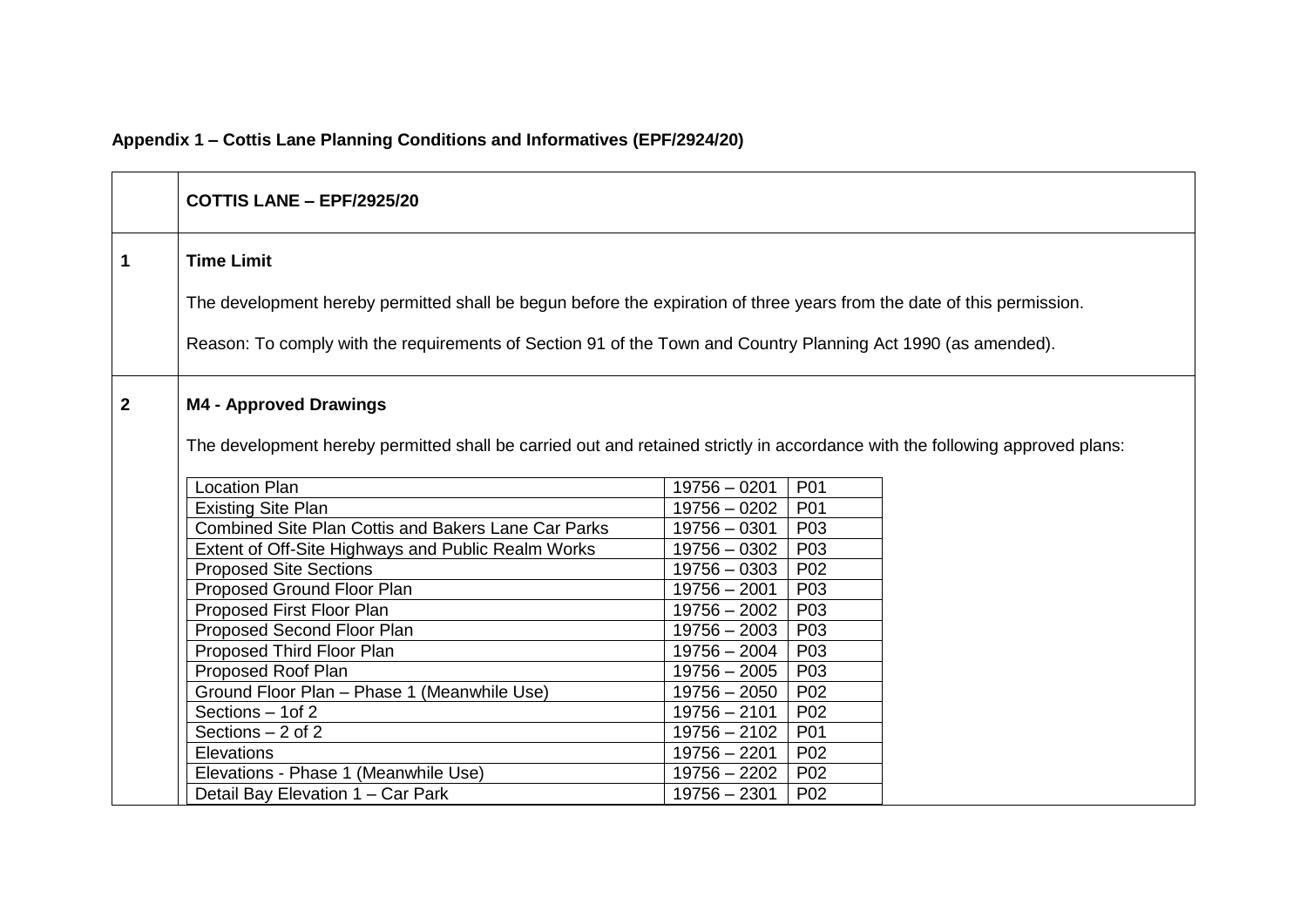**Appendix 1 – Cottis Lane Planning Conditions and Informatives (EPF/2924/20)**

| | **COTTIS LANE – EPF/2925/20** |
|---|---|
| **1** | **Time Limit**<br><br>The development hereby permitted shall be begun before the expiration of three years from the date of this permission.<br><br>Reason: To comply with the requirements of Section 91 of the Town and Country Planning Act 1990 (as amended). |
| **2** | **M4 - Approved Drawings**<br><br>The development hereby permitted shall be carried out and retained strictly in accordance with the following approved plans: |

| Drawing | Number | Revision |
|---|---|---|
| Location Plan | 19756 – 0201 | P01 |
| Existing Site Plan | 19756 – 0202 | P01 |
| Combined Site Plan Cottis and Bakers Lane Car Parks | 19756 – 0301 | P03 |
| Extent of Off-Site Highways and Public Realm Works | 19756 – 0302 | P03 |
| Proposed Site Sections | 19756 – 0303 | P02 |
| Proposed Ground Floor Plan | 19756 – 2001 | P03 |
| Proposed First Floor Plan | 19756 – 2002 | P03 |
| Proposed Second Floor Plan | 19756 – 2003 | P03 |
| Proposed Third Floor Plan | 19756 – 2004 | P03 |
| Proposed Roof Plan | 19756 – 2005 | P03 |
| Ground Floor Plan – Phase 1 (Meanwhile Use) | 19756 – 2050 | P02 |
| Sections – 1of 2 | 19756 – 2101 | P02 |
| Sections – 2 of 2 | 19756 – 2102 | P01 |
| Elevations | 19756 – 2201 | P02 |
| Elevations - Phase 1 (Meanwhile Use) | 19756 – 2202 | P02 |
| Detail Bay Elevation 1 – Car Park | 19756 – 2301 | P02 |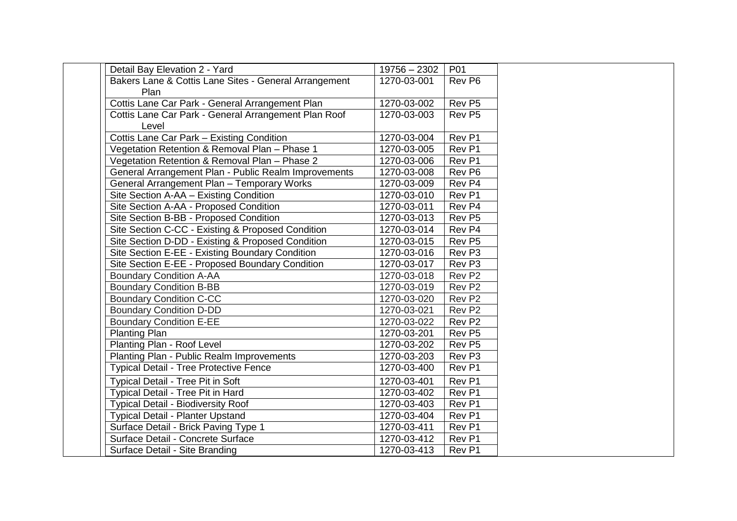| | | | | |
|---|---|---|---|---|
| | Detail Bay Elevation 2 - Yard | 19756 – 2302 | P01 | |
| | Bakers Lane & Cottis Lane Sites - General Arrangement Plan | 1270-03-001 | Rev P6 | |
| | Cottis Lane Car Park - General Arrangement Plan | 1270-03-002 | Rev P5 | |
| | Cottis Lane Car Park - General Arrangement Plan Roof Level | 1270-03-003 | Rev P5 | |
| | Cottis Lane Car Park – Existing Condition | 1270-03-004 | Rev P1 | |
| | Vegetation Retention & Removal Plan – Phase 1 | 1270-03-005 | Rev P1 | |
| | Vegetation Retention & Removal Plan – Phase 2 | 1270-03-006 | Rev P1 | |
| | General Arrangement Plan - Public Realm Improvements | 1270-03-008 | Rev P6 | |
| | General Arrangement Plan – Temporary Works | 1270-03-009 | Rev P4 | |
| | Site Section A-AA – Existing Condition | 1270-03-010 | Rev P1 | |
| | Site Section A-AA - Proposed Condition | 1270-03-011 | Rev P4 | |
| | Site Section B-BB - Proposed Condition | 1270-03-013 | Rev P5 | |
| | Site Section C-CC - Existing & Proposed Condition | 1270-03-014 | Rev P4 | |
| | Site Section D-DD - Existing & Proposed Condition | 1270-03-015 | Rev P5 | |
| | Site Section E-EE - Existing Boundary Condition | 1270-03-016 | Rev P3 | |
| | Site Section E-EE - Proposed Boundary Condition | 1270-03-017 | Rev P3 | |
| | Boundary Condition A-AA | 1270-03-018 | Rev P2 | |
| | Boundary Condition B-BB | 1270-03-019 | Rev P2 | |
| | Boundary Condition C-CC | 1270-03-020 | Rev P2 | |
| | Boundary Condition D-DD | 1270-03-021 | Rev P2 | |
| | Boundary Condition E-EE | 1270-03-022 | Rev P2 | |
| | Planting Plan | 1270-03-201 | Rev P5 | |
| | Planting Plan - Roof Level | 1270-03-202 | Rev P5 | |
| | Planting Plan - Public Realm Improvements | 1270-03-203 | Rev P3 | |
| | Typical Detail - Tree Protective Fence | 1270-03-400 | Rev P1 | |
| | Typical Detail - Tree Pit in Soft | 1270-03-401 | Rev P1 | |
| | Typical Detail - Tree Pit in Hard | 1270-03-402 | Rev P1 | |
| | Typical Detail - Biodiversity Roof | 1270-03-403 | Rev P1 | |
| | Typical Detail - Planter Upstand | 1270-03-404 | Rev P1 | |
| | Surface Detail - Brick Paving Type 1 | 1270-03-411 | Rev P1 | |
| | Surface Detail - Concrete Surface | 1270-03-412 | Rev P1 | |
| | Surface Detail - Site Branding | 1270-03-413 | Rev P1 | |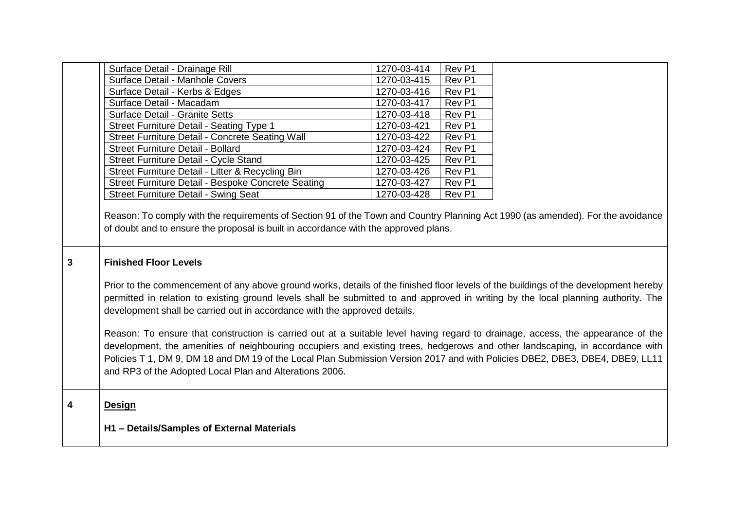| Surface Detail - Drainage Rill | 1270-03-414 | Rev P1 |
|---|---|---|
| Surface Detail - Manhole Covers | 1270-03-415 | Rev P1 |
| Surface Detail - Kerbs & Edges | 1270-03-416 | Rev P1 |
| Surface Detail - Macadam | 1270-03-417 | Rev P1 |
| Surface Detail - Granite Setts | 1270-03-418 | Rev P1 |
| Street Furniture Detail - Seating Type 1 | 1270-03-421 | Rev P1 |
| Street Furniture Detail - Concrete Seating Wall | 1270-03-422 | Rev P1 |
| Street Furniture Detail - Bollard | 1270-03-424 | Rev P1 |
| Street Furniture Detail - Cycle Stand | 1270-03-425 | Rev P1 |
| Street Furniture Detail - Litter & Recycling Bin | 1270-03-426 | Rev P1 |
| Street Furniture Detail - Bespoke Concrete Seating | 1270-03-427 | Rev P1 |
| Street Furniture Detail - Swing Seat | 1270-03-428 | Rev P1 |

Reason: To comply with the requirements of Section 91 of the Town and Country Planning Act 1990 (as amended). For the avoidance of doubt and to ensure the proposal is built in accordance with the approved plans.

**3 Finished Floor Levels**

Prior to the commencement of any above ground works, details of the finished floor levels of the buildings of the development hereby permitted in relation to existing ground levels shall be submitted to and approved in writing by the local planning authority. The development shall be carried out in accordance with the approved details.

Reason: To ensure that construction is carried out at a suitable level having regard to drainage, access, the appearance of the development, the amenities of neighbouring occupiers and existing trees, hedgerows and other landscaping, in accordance with Policies T 1, DM 9, DM 18 and DM 19 of the Local Plan Submission Version 2017 and with Policies DBE2, DBE3, DBE4, DBE9, LL11 and RP3 of the Adopted Local Plan and Alterations 2006.

**4 <u>Design</u>**

**H1 – Details/Samples of External Materials**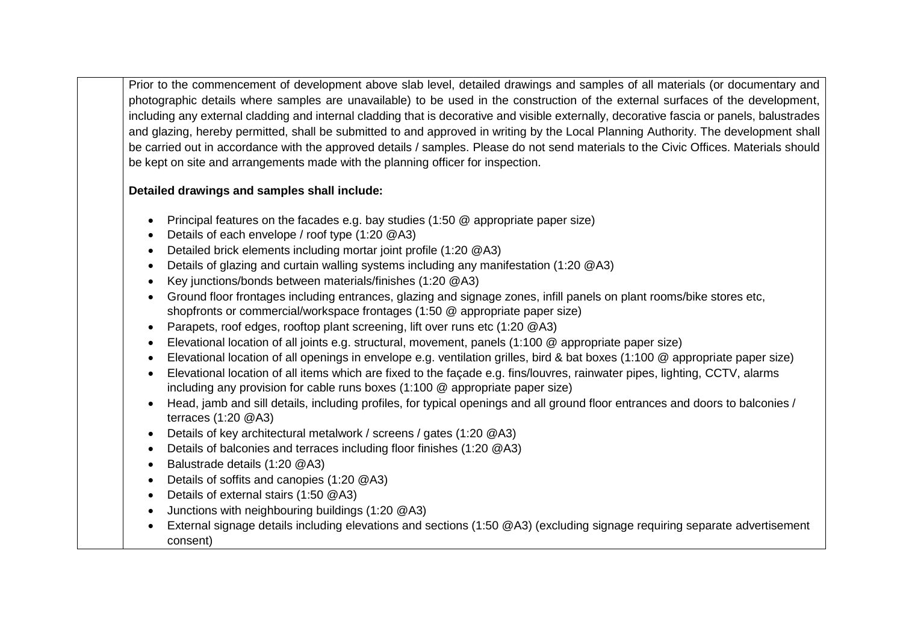|  | Prior to the commencement of development above slab level, detailed drawings and samples of all materials (or documentary and photographic details where samples are unavailable) to be used in the construction of the external surfaces of the development, including any external cladding and internal cladding that is decorative and visible externally, decorative fascia or panels, balustrades and glazing, hereby permitted, shall be submitted to and approved in writing by the Local Planning Authority. The development shall be carried out in accordance with the approved details / samples. Please do not send materials to the Civic Offices. Materials should be kept on site and arrangements made with the planning officer for inspection.<br><br>**Detailed drawings and samples shall include:**<br><br>• Principal features on the facades e.g. bay studies (1:50 @ appropriate paper size)<br>• Details of each envelope / roof type (1:20 @A3)<br>• Detailed brick elements including mortar joint profile (1:20 @A3)<br>• Details of glazing and curtain walling systems including any manifestation (1:20 @A3)<br>• Key junctions/bonds between materials/finishes (1:20 @A3)<br>• Ground floor frontages including entrances, glazing and signage zones, infill panels on plant rooms/bike stores etc, shopfronts or commercial/workspace frontages (1:50 @ appropriate paper size)<br>• Parapets, roof edges, rooftop plant screening, lift over runs etc (1:20 @A3)<br>• Elevational location of all joints e.g. structural, movement, panels (1:100 @ appropriate paper size)<br>• Elevational location of all openings in envelope e.g. ventilation grilles, bird & bat boxes (1:100 @ appropriate paper size)<br>• Elevational location of all items which are fixed to the façade e.g. fins/louvres, rainwater pipes, lighting, CCTV, alarms including any provision for cable runs boxes (1:100 @ appropriate paper size)<br>• Head, jamb and sill details, including profiles, for typical openings and all ground floor entrances and doors to balconies / terraces (1:20 @A3)<br>• Details of key architectural metalwork / screens / gates (1:20 @A3)<br>• Details of balconies and terraces including floor finishes (1:20 @A3)<br>• Balustrade details (1:20 @A3)<br>• Details of soffits and canopies (1:20 @A3)<br>• Details of external stairs (1:50 @A3)<br>• Junctions with neighbouring buildings (1:20 @A3)<br>• External signage details including elevations and sections (1:50 @A3) (excluding signage requiring separate advertisement consent) |
|---|---|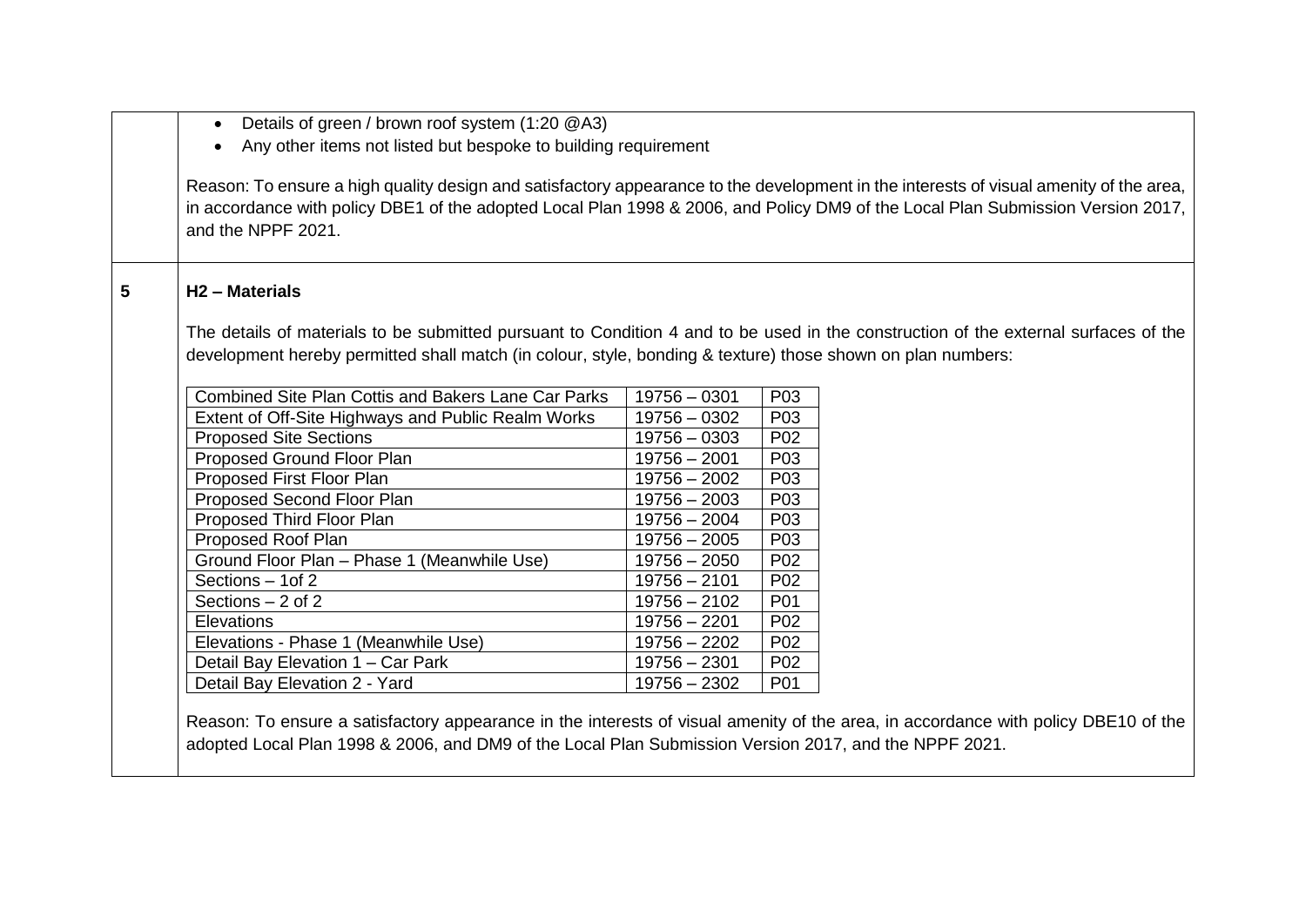- Details of green / brown roof system (1:20 @A3)
- Any other items not listed but bespoke to building requirement

Reason: To ensure a high quality design and satisfactory appearance to the development in the interests of visual amenity of the area, in accordance with policy DBE1 of the adopted Local Plan 1998 & 2006, and Policy DM9 of the Local Plan Submission Version 2017, and the NPPF 2021.

**5**

**H2 – Materials**

The details of materials to be submitted pursuant to Condition 4 and to be used in the construction of the external surfaces of the development hereby permitted shall match (in colour, style, bonding & texture) those shown on plan numbers:

| | | |
|---|---|---|
| Combined Site Plan Cottis and Bakers Lane Car Parks | 19756 – 0301 | P03 |
| Extent of Off-Site Highways and Public Realm Works | 19756 – 0302 | P03 |
| Proposed Site Sections | 19756 – 0303 | P02 |
| Proposed Ground Floor Plan | 19756 – 2001 | P03 |
| Proposed First Floor Plan | 19756 – 2002 | P03 |
| Proposed Second Floor Plan | 19756 – 2003 | P03 |
| Proposed Third Floor Plan | 19756 – 2004 | P03 |
| Proposed Roof Plan | 19756 – 2005 | P03 |
| Ground Floor Plan – Phase 1 (Meanwhile Use) | 19756 – 2050 | P02 |
| Sections – 1of 2 | 19756 – 2101 | P02 |
| Sections – 2 of 2 | 19756 – 2102 | P01 |
| Elevations | 19756 – 2201 | P02 |
| Elevations - Phase 1 (Meanwhile Use) | 19756 – 2202 | P02 |
| Detail Bay Elevation 1 – Car Park | 19756 – 2301 | P02 |
| Detail Bay Elevation 2 - Yard | 19756 – 2302 | P01 |

Reason: To ensure a satisfactory appearance in the interests of visual amenity of the area, in accordance with policy DBE10 of the adopted Local Plan 1998 & 2006, and DM9 of the Local Plan Submission Version 2017, and the NPPF 2021.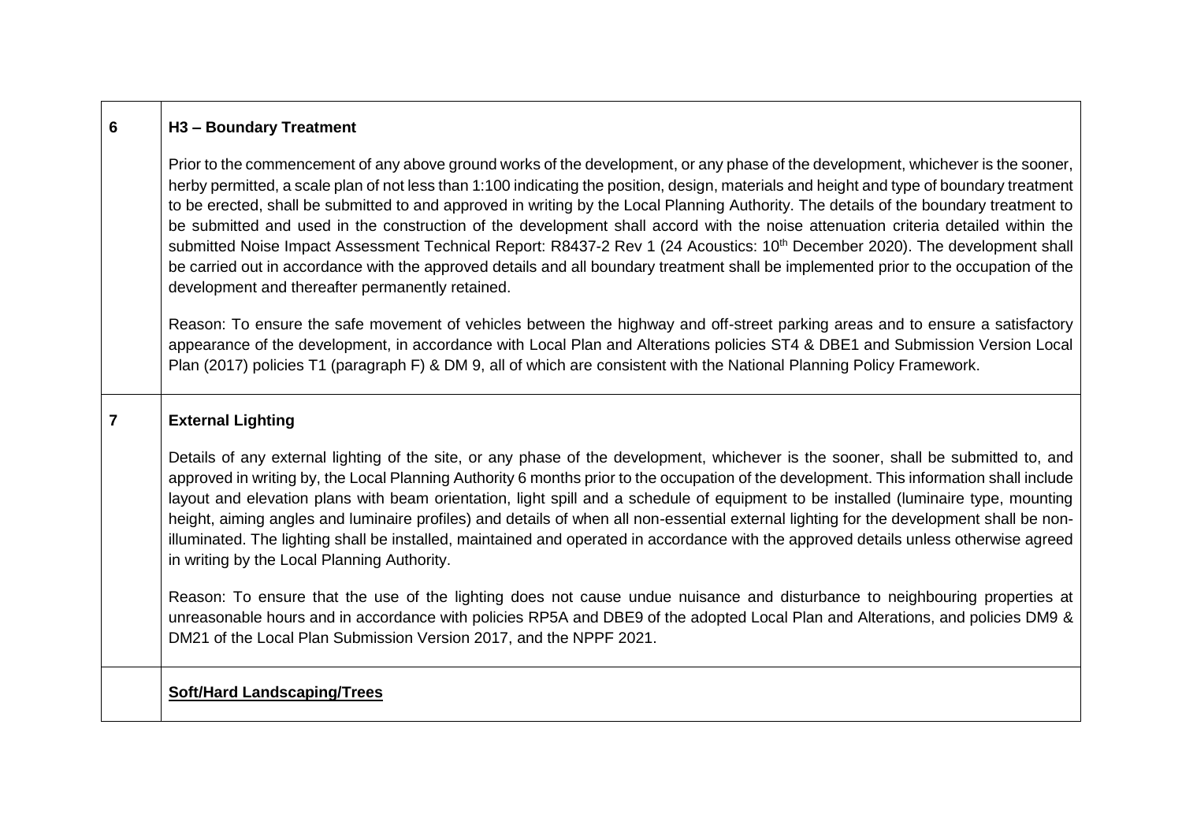| | |
|---|---|
| **6** | **H3 – Boundary Treatment**<br><br>Prior to the commencement of any above ground works of the development, or any phase of the development, whichever is the sooner, herby permitted, a scale plan of not less than 1:100 indicating the position, design, materials and height and type of boundary treatment to be erected, shall be submitted to and approved in writing by the Local Planning Authority. The details of the boundary treatment to be submitted and used in the construction of the development shall accord with the noise attenuation criteria detailed within the submitted Noise Impact Assessment Technical Report: R8437-2 Rev 1 (24 Acoustics: 10th December 2020). The development shall be carried out in accordance with the approved details and all boundary treatment shall be implemented prior to the occupation of the development and thereafter permanently retained.<br><br>Reason: To ensure the safe movement of vehicles between the highway and off-street parking areas and to ensure a satisfactory appearance of the development, in accordance with Local Plan and Alterations policies ST4 & DBE1 and Submission Version Local Plan (2017) policies T1 (paragraph F) & DM 9, all of which are consistent with the National Planning Policy Framework. |
| **7** | **External Lighting**<br><br>Details of any external lighting of the site, or any phase of the development, whichever is the sooner, shall be submitted to, and approved in writing by, the Local Planning Authority 6 months prior to the occupation of the development. This information shall include layout and elevation plans with beam orientation, light spill and a schedule of equipment to be installed (luminaire type, mounting height, aiming angles and luminaire profiles) and details of when all non-essential external lighting for the development shall be non-illuminated. The lighting shall be installed, maintained and operated in accordance with the approved details unless otherwise agreed in writing by the Local Planning Authority.<br><br>Reason: To ensure that the use of the lighting does not cause undue nuisance and disturbance to neighbouring properties at unreasonable hours and in accordance with policies RP5A and DBE9 of the adopted Local Plan and Alterations, and policies DM9 & DM21 of the Local Plan Submission Version 2017, and the NPPF 2021. |
| | **Soft/Hard Landscaping/Trees** |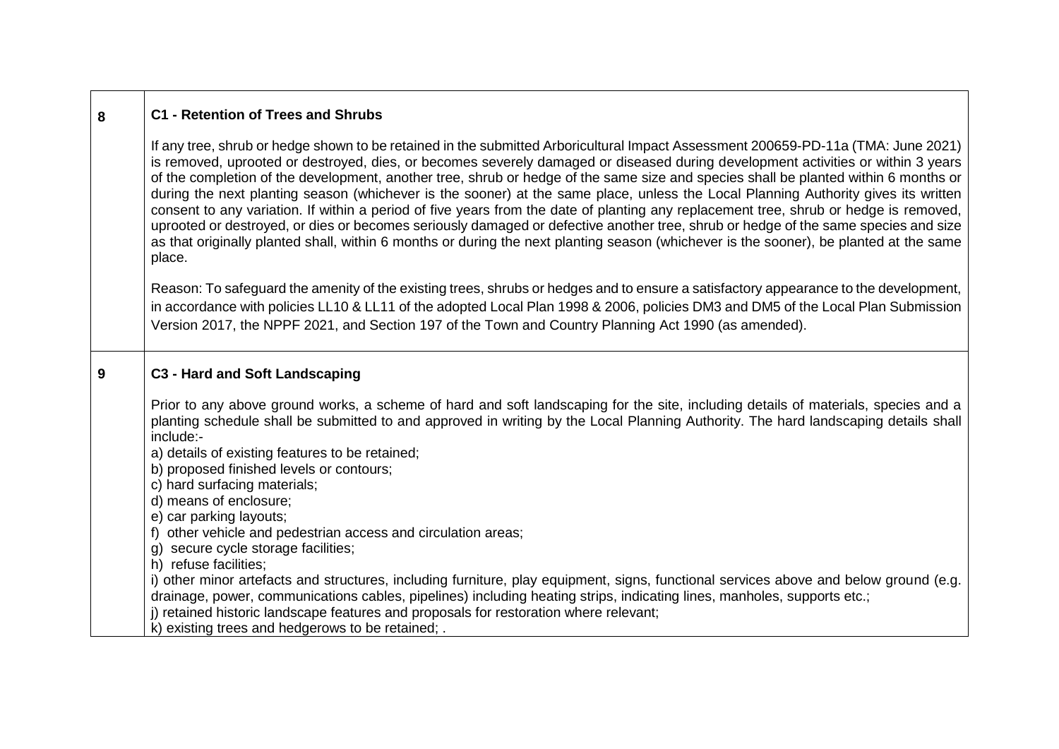| | |
|---|---|
| 8 | **C1 - Retention of Trees and Shrubs**<br><br>If any tree, shrub or hedge shown to be retained in the submitted Arboricultural Impact Assessment 200659-PD-11a (TMA: June 2021) is removed, uprooted or destroyed, dies, or becomes severely damaged or diseased during development activities or within 3 years of the completion of the development, another tree, shrub or hedge of the same size and species shall be planted within 6 months or during the next planting season (whichever is the sooner) at the same place, unless the Local Planning Authority gives its written consent to any variation. If within a period of five years from the date of planting any replacement tree, shrub or hedge is removed, uprooted or destroyed, or dies or becomes seriously damaged or defective another tree, shrub or hedge of the same species and size as that originally planted shall, within 6 months or during the next planting season (whichever is the sooner), be planted at the same place.<br><br>Reason: To safeguard the amenity of the existing trees, shrubs or hedges and to ensure a satisfactory appearance to the development, in accordance with policies LL10 & LL11 of the adopted Local Plan 1998 & 2006, policies DM3 and DM5 of the Local Plan Submission Version 2017, the NPPF 2021, and Section 197 of the Town and Country Planning Act 1990 (as amended). |
| 9 | **C3 - Hard and Soft Landscaping**<br><br>Prior to any above ground works, a scheme of hard and soft landscaping for the site, including details of materials, species and a planting schedule shall be submitted to and approved in writing by the Local Planning Authority. The hard landscaping details shall include:-<br>a) details of existing features to be retained;<br>b) proposed finished levels or contours;<br>c) hard surfacing materials;<br>d) means of enclosure;<br>e) car parking layouts;<br>f) other vehicle and pedestrian access and circulation areas;<br>g) secure cycle storage facilities;<br>h) refuse facilities;<br>i) other minor artefacts and structures, including furniture, play equipment, signs, functional services above and below ground (e.g. drainage, power, communications cables, pipelines) including heating strips, indicating lines, manholes, supports etc.;<br>j) retained historic landscape features and proposals for restoration where relevant;<br>k) existing trees and hedgerows to be retained; . |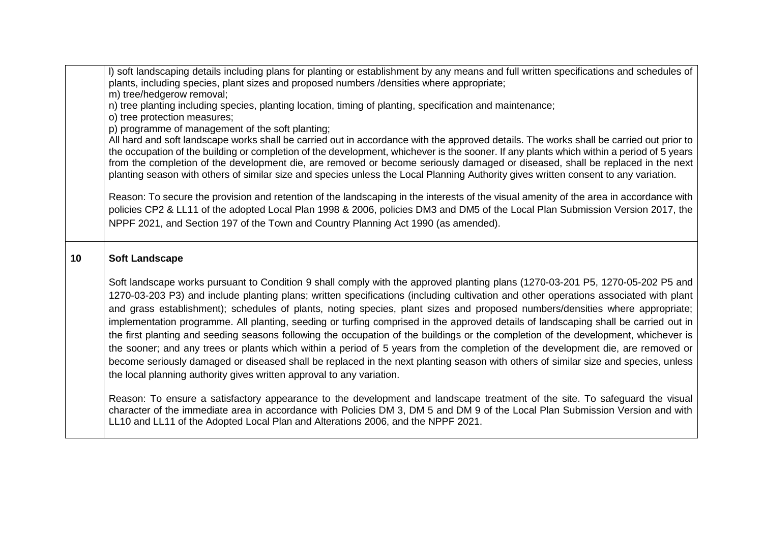| | |
|---|---|
| | l) soft landscaping details including plans for planting or establishment by any means and full written specifications and schedules of plants, including species, plant sizes and proposed numbers /densities where appropriate;<br>m) tree/hedgerow removal;<br>n) tree planting including species, planting location, timing of planting, specification and maintenance;<br>o) tree protection measures;<br>p) programme of management of the soft planting;<br>All hard and soft landscape works shall be carried out in accordance with the approved details. The works shall be carried out prior to the occupation of the building or completion of the development, whichever is the sooner. If any plants which within a period of 5 years from the completion of the development die, are removed or become seriously damaged or diseased, shall be replaced in the next planting season with others of similar size and species unless the Local Planning Authority gives written consent to any variation.<br><br>Reason: To secure the provision and retention of the landscaping in the interests of the visual amenity of the area in accordance with policies CP2 & LL11 of the adopted Local Plan 1998 & 2006, policies DM3 and DM5 of the Local Plan Submission Version 2017, the NPPF 2021, and Section 197 of the Town and Country Planning Act 1990 (as amended). |
| **10** | **Soft Landscape**<br><br>Soft landscape works pursuant to Condition 9 shall comply with the approved planting plans (1270-03-201 P5, 1270-05-202 P5 and 1270-03-203 P3) and include planting plans; written specifications (including cultivation and other operations associated with plant and grass establishment); schedules of plants, noting species, plant sizes and proposed numbers/densities where appropriate; implementation programme. All planting, seeding or turfing comprised in the approved details of landscaping shall be carried out in the first planting and seeding seasons following the occupation of the buildings or the completion of the development, whichever is the sooner; and any trees or plants which within a period of 5 years from the completion of the development die, are removed or become seriously damaged or diseased shall be replaced in the next planting season with others of similar size and species, unless the local planning authority gives written approval to any variation.<br><br>Reason: To ensure a satisfactory appearance to the development and landscape treatment of the site. To safeguard the visual character of the immediate area in accordance with Policies DM 3, DM 5 and DM 9 of the Local Plan Submission Version and with LL10 and LL11 of the Adopted Local Plan and Alterations 2006, and the NPPF 2021. |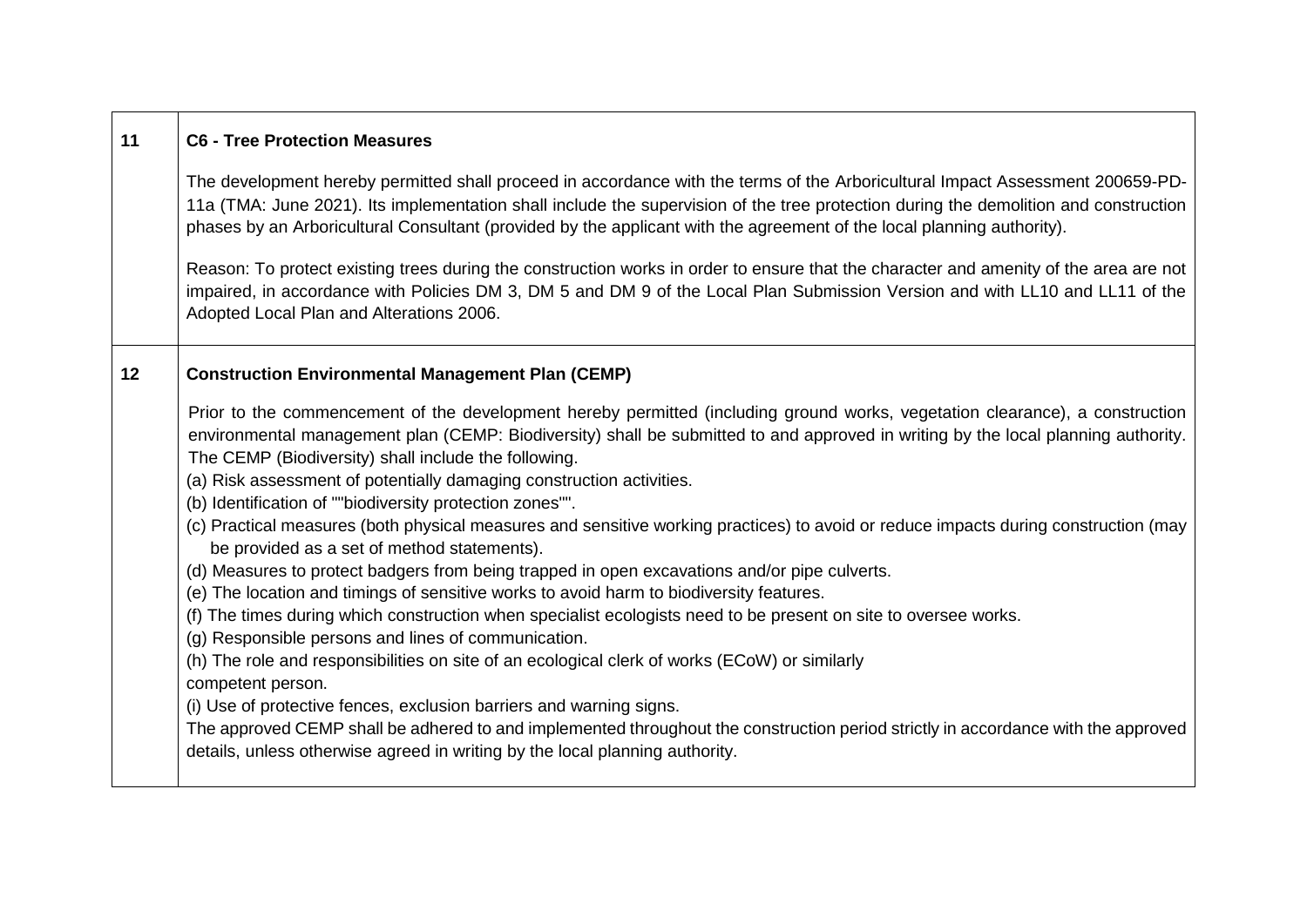| | |
|---|---|
| 11 | **C6 - Tree Protection Measures**<br><br>The development hereby permitted shall proceed in accordance with the terms of the Arboricultural Impact Assessment 200659-PD-11a (TMA: June 2021). Its implementation shall include the supervision of the tree protection during the demolition and construction phases by an Arboricultural Consultant (provided by the applicant with the agreement of the local planning authority).<br><br>Reason: To protect existing trees during the construction works in order to ensure that the character and amenity of the area are not impaired, in accordance with Policies DM 3, DM 5 and DM 9 of the Local Plan Submission Version and with LL10 and LL11 of the Adopted Local Plan and Alterations 2006. |
| 12 | **Construction Environmental Management Plan (CEMP)**<br><br>Prior to the commencement of the development hereby permitted (including ground works, vegetation clearance), a construction environmental management plan (CEMP: Biodiversity) shall be submitted to and approved in writing by the local planning authority. The CEMP (Biodiversity) shall include the following.<br>(a) Risk assessment of potentially damaging construction activities.<br>(b) Identification of ""biodiversity protection zones"".<br>(c) Practical measures (both physical measures and sensitive working practices) to avoid or reduce impacts during construction (may be provided as a set of method statements).<br>(d) Measures to protect badgers from being trapped in open excavations and/or pipe culverts.<br>(e) The location and timings of sensitive works to avoid harm to biodiversity features.<br>(f) The times during which construction when specialist ecologists need to be present on site to oversee works.<br>(g) Responsible persons and lines of communication.<br>(h) The role and responsibilities on site of an ecological clerk of works (ECoW) or similarly competent person.<br>(i) Use of protective fences, exclusion barriers and warning signs.<br>The approved CEMP shall be adhered to and implemented throughout the construction period strictly in accordance with the approved details, unless otherwise agreed in writing by the local planning authority. |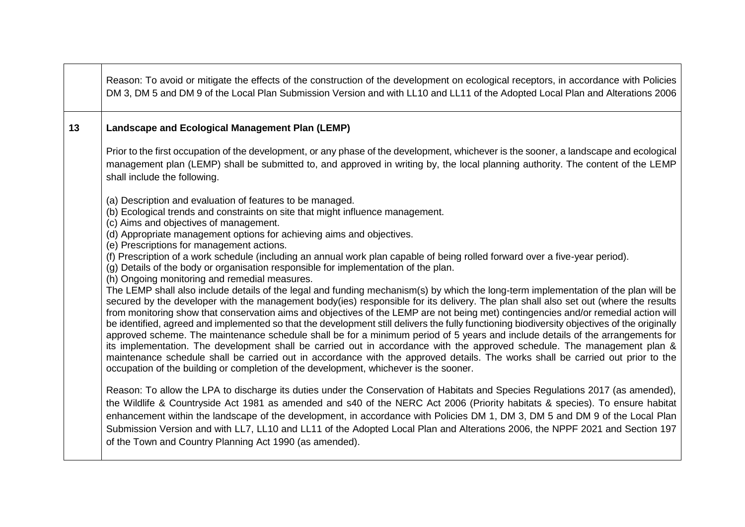| | |
|---|---|
| | Reason: To avoid or mitigate the effects of the construction of the development on ecological receptors, in accordance with Policies DM 3, DM 5 and DM 9 of the Local Plan Submission Version and with LL10 and LL11 of the Adopted Local Plan and Alterations 2006 |
| 13 | **Landscape and Ecological Management Plan (LEMP)**<br><br>Prior to the first occupation of the development, or any phase of the development, whichever is the sooner, a landscape and ecological management plan (LEMP) shall be submitted to, and approved in writing by, the local planning authority. The content of the LEMP shall include the following.<br><br>(a) Description and evaluation of features to be managed.<br>(b) Ecological trends and constraints on site that might influence management.<br>(c) Aims and objectives of management.<br>(d) Appropriate management options for achieving aims and objectives.<br>(e) Prescriptions for management actions.<br>(f) Prescription of a work schedule (including an annual work plan capable of being rolled forward over a five-year period).<br>(g) Details of the body or organisation responsible for implementation of the plan.<br>(h) Ongoing monitoring and remedial measures.<br>The LEMP shall also include details of the legal and funding mechanism(s) by which the long-term implementation of the plan will be secured by the developer with the management body(ies) responsible for its delivery. The plan shall also set out (where the results from monitoring show that conservation aims and objectives of the LEMP are not being met) contingencies and/or remedial action will be identified, agreed and implemented so that the development still delivers the fully functioning biodiversity objectives of the originally approved scheme. The maintenance schedule shall be for a minimum period of 5 years and include details of the arrangements for its implementation. The development shall be carried out in accordance with the approved schedule. The management plan & maintenance schedule shall be carried out in accordance with the approved details. The works shall be carried out prior to the occupation of the building or completion of the development, whichever is the sooner.<br><br>Reason: To allow the LPA to discharge its duties under the Conservation of Habitats and Species Regulations 2017 (as amended), the Wildlife & Countryside Act 1981 as amended and s40 of the NERC Act 2006 (Priority habitats & species). To ensure habitat enhancement within the landscape of the development, in accordance with Policies DM 1, DM 3, DM 5 and DM 9 of the Local Plan Submission Version and with LL7, LL10 and LL11 of the Adopted Local Plan and Alterations 2006, the NPPF 2021 and Section 197 of the Town and Country Planning Act 1990 (as amended). |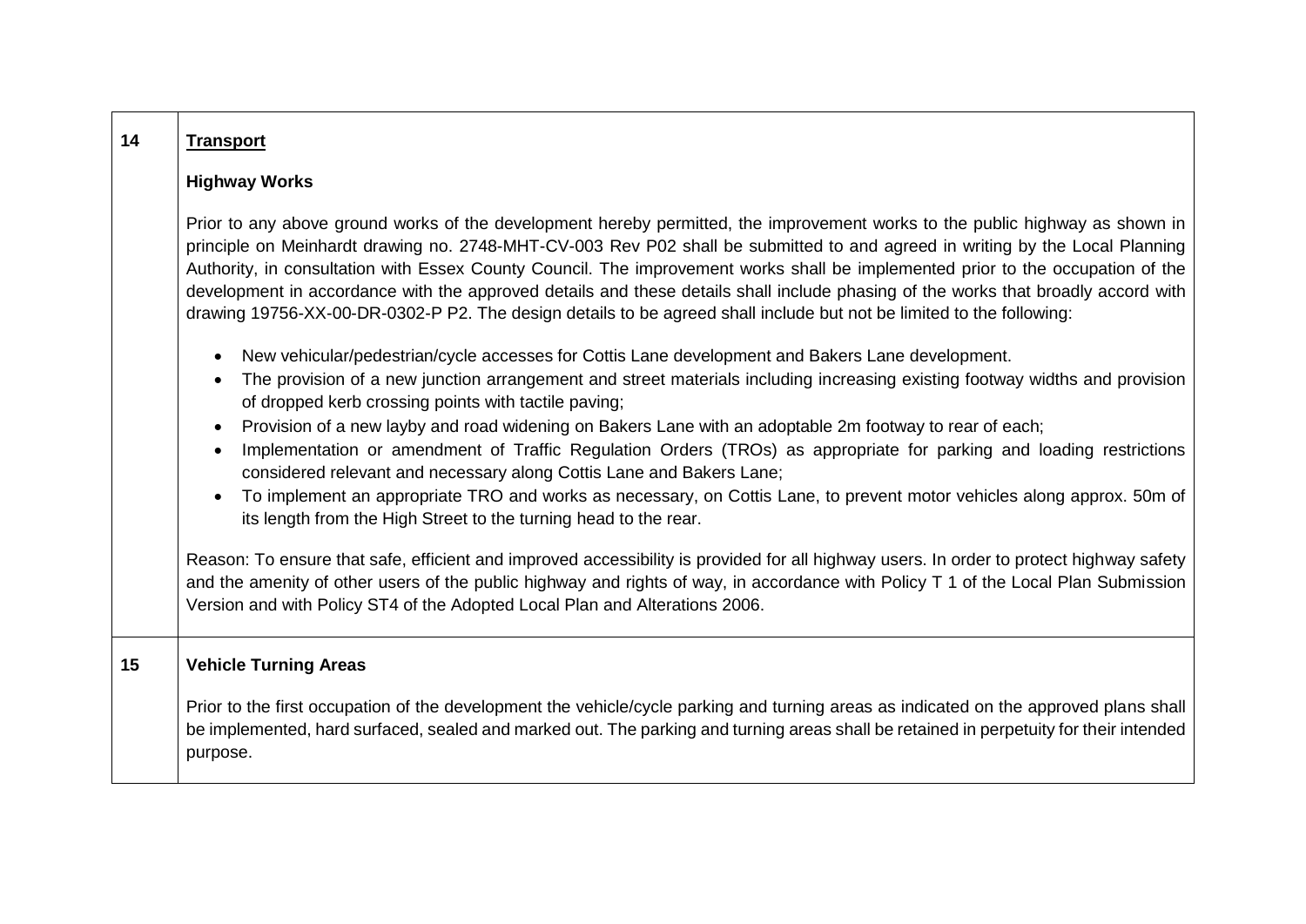| | |
|---|---|
| 14 | **<u>Transport</u>**<br><br>**Highway Works**<br><br>Prior to any above ground works of the development hereby permitted, the improvement works to the public highway as shown in principle on Meinhardt drawing no. 2748-MHT-CV-003 Rev P02 shall be submitted to and agreed in writing by the Local Planning Authority, in consultation with Essex County Council. The improvement works shall be implemented prior to the occupation of the development in accordance with the approved details and these details shall include phasing of the works that broadly accord with drawing 19756-XX-00-DR-0302-P P2. The design details to be agreed shall include but not be limited to the following:<br><br>• New vehicular/pedestrian/cycle accesses for Cottis Lane development and Bakers Lane development.<br>• The provision of a new junction arrangement and street materials including increasing existing footway widths and provision of dropped kerb crossing points with tactile paving;<br>• Provision of a new layby and road widening on Bakers Lane with an adoptable 2m footway to rear of each;<br>• Implementation or amendment of Traffic Regulation Orders (TROs) as appropriate for parking and loading restrictions considered relevant and necessary along Cottis Lane and Bakers Lane;<br>• To implement an appropriate TRO and works as necessary, on Cottis Lane, to prevent motor vehicles along approx. 50m of its length from the High Street to the turning head to the rear.<br><br>Reason: To ensure that safe, efficient and improved accessibility is provided for all highway users. In order to protect highway safety and the amenity of other users of the public highway and rights of way, in accordance with Policy T 1 of the Local Plan Submission Version and with Policy ST4 of the Adopted Local Plan and Alterations 2006. |
| 15 | **Vehicle Turning Areas**<br><br>Prior to the first occupation of the development the vehicle/cycle parking and turning areas as indicated on the approved plans shall be implemented, hard surfaced, sealed and marked out. The parking and turning areas shall be retained in perpetuity for their intended purpose. |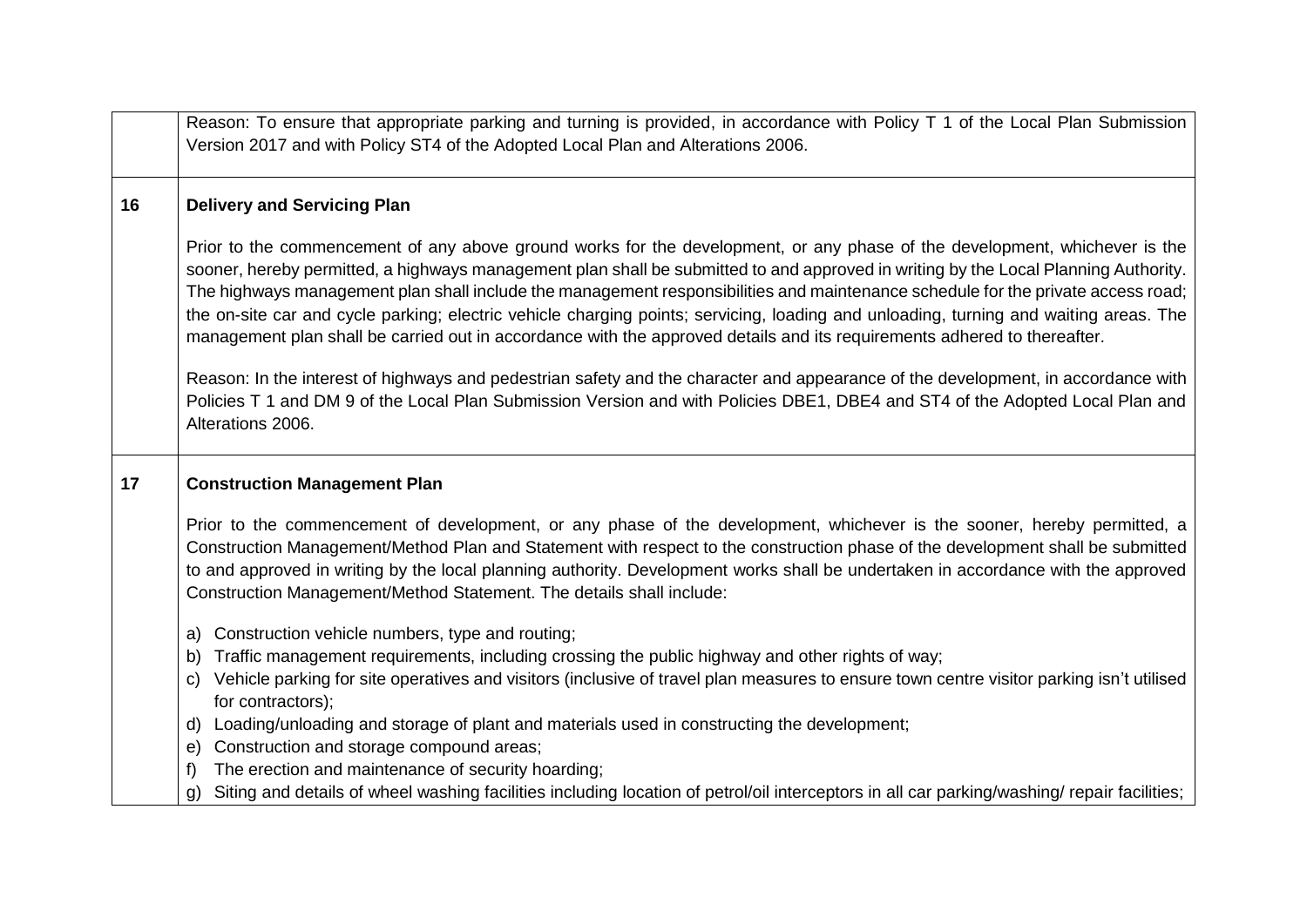| | |
|---|---|
| | Reason: To ensure that appropriate parking and turning is provided, in accordance with Policy T 1 of the Local Plan Submission Version 2017 and with Policy ST4 of the Adopted Local Plan and Alterations 2006. |
| **16** | **Delivery and Servicing Plan**<br><br>Prior to the commencement of any above ground works for the development, or any phase of the development, whichever is the sooner, hereby permitted, a highways management plan shall be submitted to and approved in writing by the Local Planning Authority. The highways management plan shall include the management responsibilities and maintenance schedule for the private access road; the on-site car and cycle parking; electric vehicle charging points; servicing, loading and unloading, turning and waiting areas. The management plan shall be carried out in accordance with the approved details and its requirements adhered to thereafter.<br><br>Reason: In the interest of highways and pedestrian safety and the character and appearance of the development, in accordance with Policies T 1 and DM 9 of the Local Plan Submission Version and with Policies DBE1, DBE4 and ST4 of the Adopted Local Plan and Alterations 2006. |
| **17** | **Construction Management Plan**<br><br>Prior to the commencement of development, or any phase of the development, whichever is the sooner, hereby permitted, a Construction Management/Method Plan and Statement with respect to the construction phase of the development shall be submitted to and approved in writing by the local planning authority. Development works shall be undertaken in accordance with the approved Construction Management/Method Statement. The details shall include:<br><br>a) Construction vehicle numbers, type and routing;<br>b) Traffic management requirements, including crossing the public highway and other rights of way;<br>c) Vehicle parking for site operatives and visitors (inclusive of travel plan measures to ensure town centre visitor parking isn't utilised for contractors);<br>d) Loading/unloading and storage of plant and materials used in constructing the development;<br>e) Construction and storage compound areas;<br>f) The erection and maintenance of security hoarding;<br>g) Siting and details of wheel washing facilities including location of petrol/oil interceptors in all car parking/washing/ repair facilities; |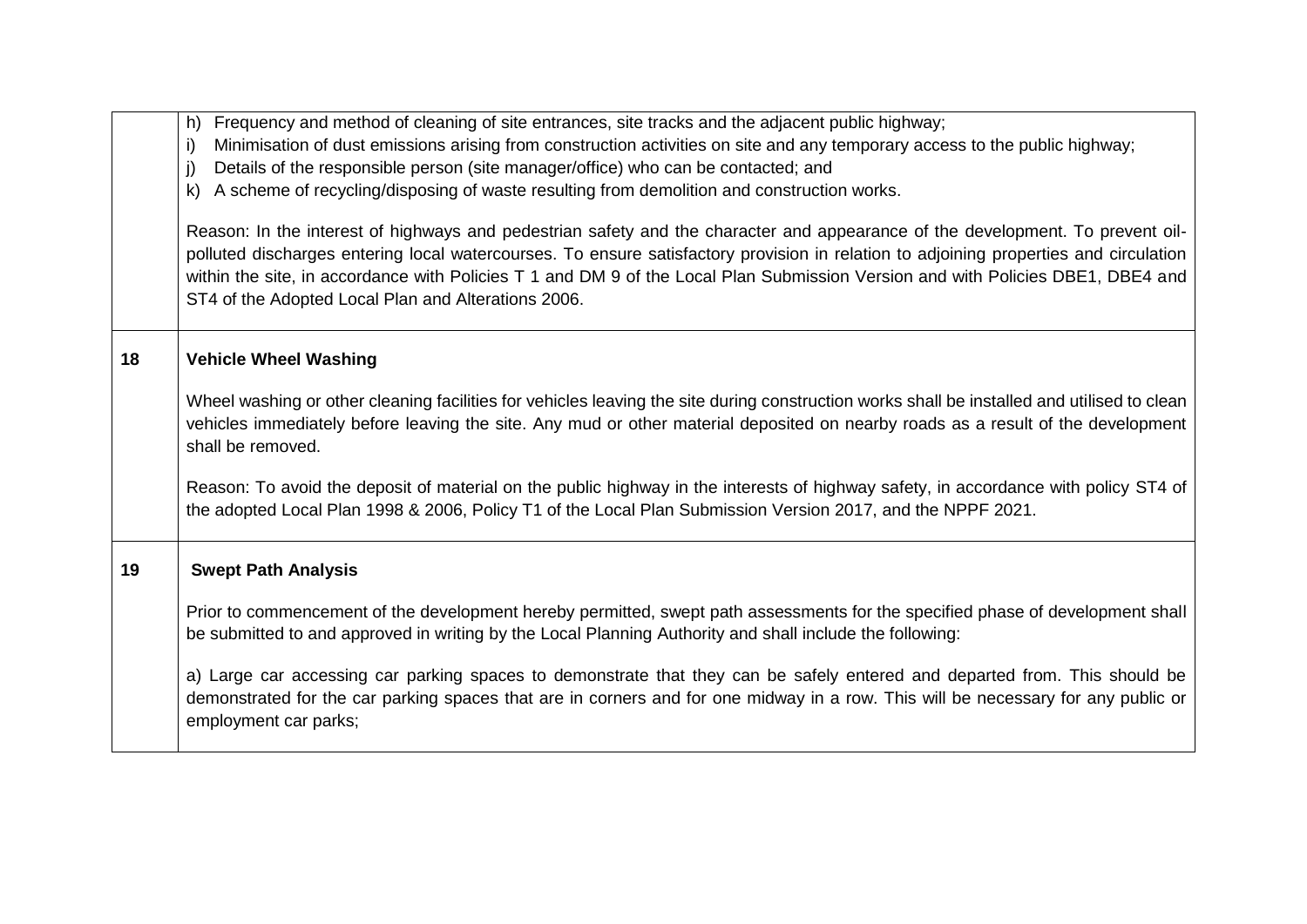| | |
|---|---|
| | h) Frequency and method of cleaning of site entrances, site tracks and the adjacent public highway;<br>i) Minimisation of dust emissions arising from construction activities on site and any temporary access to the public highway;<br>j) Details of the responsible person (site manager/office) who can be contacted; and<br>k) A scheme of recycling/disposing of waste resulting from demolition and construction works.<br><br>Reason: In the interest of highways and pedestrian safety and the character and appearance of the development. To prevent oil-polluted discharges entering local watercourses. To ensure satisfactory provision in relation to adjoining properties and circulation within the site, in accordance with Policies T 1 and DM 9 of the Local Plan Submission Version and with Policies DBE1, DBE4 and ST4 of the Adopted Local Plan and Alterations 2006. |
| **18** | **Vehicle Wheel Washing**<br><br>Wheel washing or other cleaning facilities for vehicles leaving the site during construction works shall be installed and utilised to clean vehicles immediately before leaving the site. Any mud or other material deposited on nearby roads as a result of the development shall be removed.<br><br>Reason: To avoid the deposit of material on the public highway in the interests of highway safety, in accordance with policy ST4 of the adopted Local Plan 1998 & 2006, Policy T1 of the Local Plan Submission Version 2017, and the NPPF 2021. |
| **19** | **Swept Path Analysis**<br><br>Prior to commencement of the development hereby permitted, swept path assessments for the specified phase of development shall be submitted to and approved in writing by the Local Planning Authority and shall include the following:<br><br>a) Large car accessing car parking spaces to demonstrate that they can be safely entered and departed from. This should be demonstrated for the car parking spaces that are in corners and for one midway in a row. This will be necessary for any public or employment car parks; |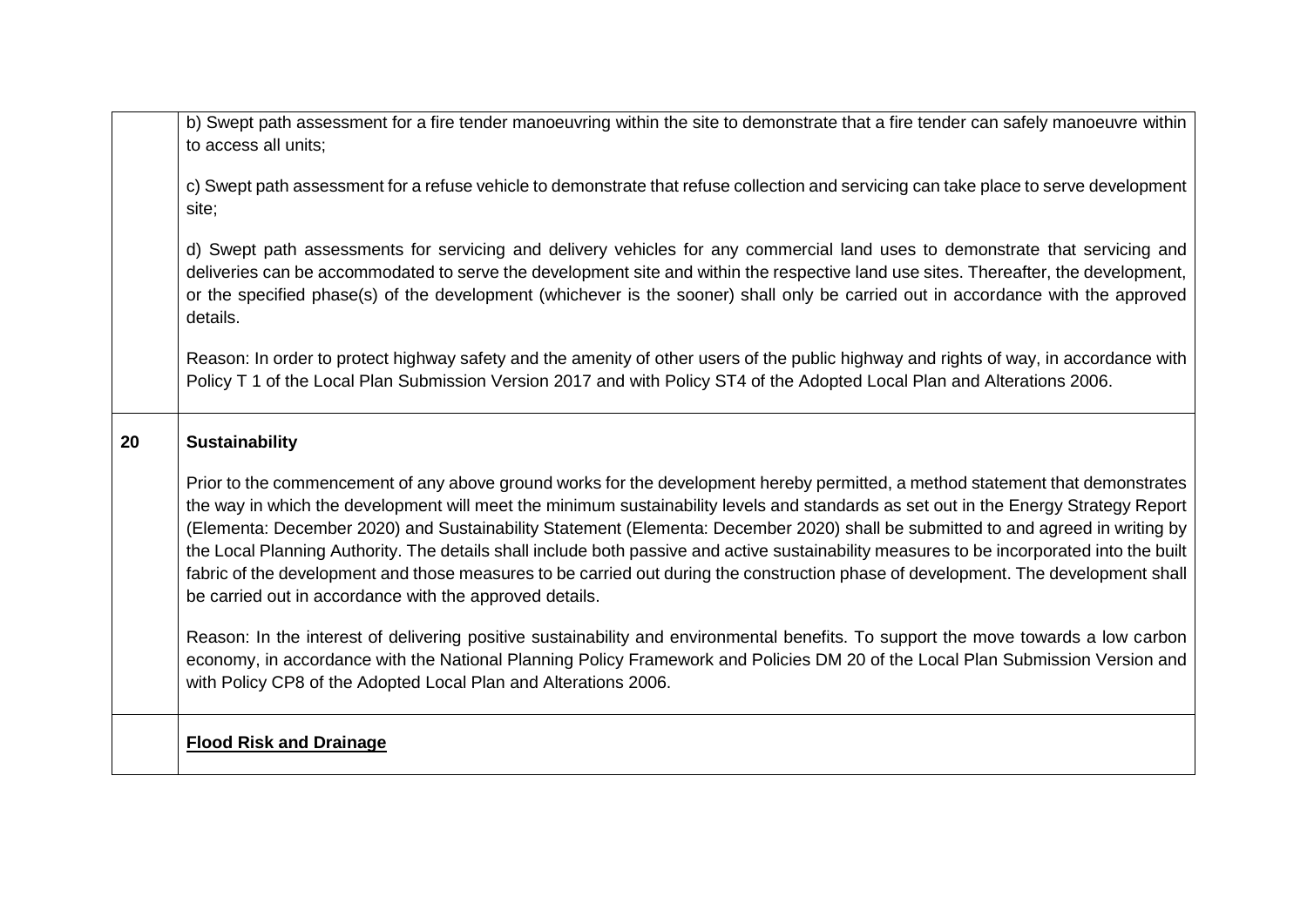| | |
|---|---|
| | b) Swept path assessment for a fire tender manoeuvring within the site to demonstrate that a fire tender can safely manoeuvre within to access all units;<br><br>c) Swept path assessment for a refuse vehicle to demonstrate that refuse collection and servicing can take place to serve development site;<br><br>d) Swept path assessments for servicing and delivery vehicles for any commercial land uses to demonstrate that servicing and deliveries can be accommodated to serve the development site and within the respective land use sites. Thereafter, the development, or the specified phase(s) of the development (whichever is the sooner) shall only be carried out in accordance with the approved details.<br><br>Reason: In order to protect highway safety and the amenity of other users of the public highway and rights of way, in accordance with Policy T 1 of the Local Plan Submission Version 2017 and with Policy ST4 of the Adopted Local Plan and Alterations 2006. |
| **20** | **Sustainability**<br><br>Prior to the commencement of any above ground works for the development hereby permitted, a method statement that demonstrates the way in which the development will meet the minimum sustainability levels and standards as set out in the Energy Strategy Report (Elementa: December 2020) and Sustainability Statement (Elementa: December 2020) shall be submitted to and agreed in writing by the Local Planning Authority. The details shall include both passive and active sustainability measures to be incorporated into the built fabric of the development and those measures to be carried out during the construction phase of development. The development shall be carried out in accordance with the approved details.<br><br>Reason: In the interest of delivering positive sustainability and environmental benefits. To support the move towards a low carbon economy, in accordance with the National Planning Policy Framework and Policies DM 20 of the Local Plan Submission Version and with Policy CP8 of the Adopted Local Plan and Alterations 2006. |
| | **Flood Risk and Drainage** |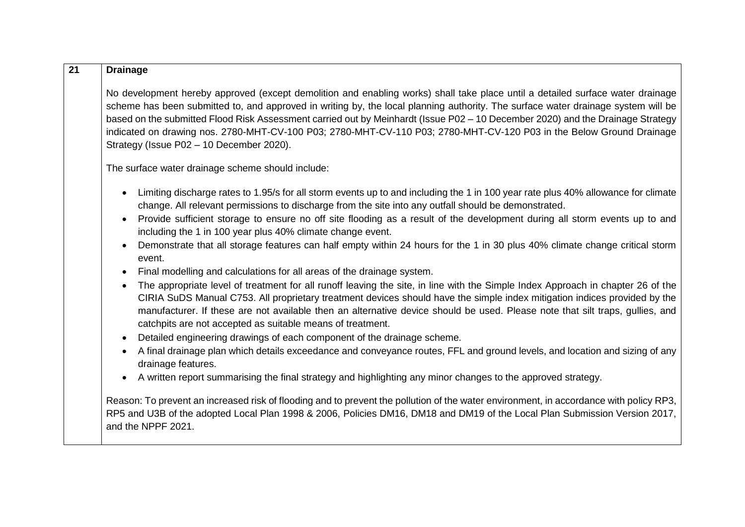| 21 | **Drainage** |
|---|---|
| | No development hereby approved (except demolition and enabling works) shall take place until a detailed surface water drainage scheme has been submitted to, and approved in writing by, the local planning authority. The surface water drainage system will be based on the submitted Flood Risk Assessment carried out by Meinhardt (Issue P02 – 10 December 2020) and the Drainage Strategy indicated on drawing nos. 2780-MHT-CV-100 P03; 2780-MHT-CV-110 P03; 2780-MHT-CV-120 P03 in the Below Ground Drainage Strategy (Issue P02 – 10 December 2020).<br><br>The surface water drainage scheme should include:<br><br>• Limiting discharge rates to 1.95/s for all storm events up to and including the 1 in 100 year rate plus 40% allowance for climate change. All relevant permissions to discharge from the site into any outfall should be demonstrated.<br>• Provide sufficient storage to ensure no off site flooding as a result of the development during all storm events up to and including the 1 in 100 year plus 40% climate change event.<br>• Demonstrate that all storage features can half empty within 24 hours for the 1 in 30 plus 40% climate change critical storm event.<br>• Final modelling and calculations for all areas of the drainage system.<br>• The appropriate level of treatment for all runoff leaving the site, in line with the Simple Index Approach in chapter 26 of the CIRIA SuDS Manual C753. All proprietary treatment devices should have the simple index mitigation indices provided by the manufacturer. If these are not available then an alternative device should be used. Please note that silt traps, gullies, and catchpits are not accepted as suitable means of treatment.<br>• Detailed engineering drawings of each component of the drainage scheme.<br>• A final drainage plan which details exceedance and conveyance routes, FFL and ground levels, and location and sizing of any drainage features.<br>• A written report summarising the final strategy and highlighting any minor changes to the approved strategy.<br><br>Reason: To prevent an increased risk of flooding and to prevent the pollution of the water environment, in accordance with policy RP3, RP5 and U3B of the adopted Local Plan 1998 & 2006, Policies DM16, DM18 and DM19 of the Local Plan Submission Version 2017, and the NPPF 2021. |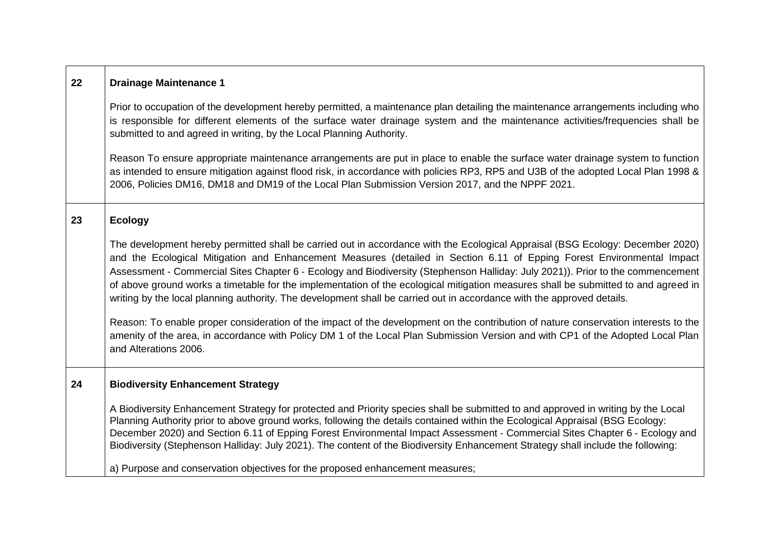| | |
|---|---|
| **22** | **Drainage Maintenance 1**<br><br>Prior to occupation of the development hereby permitted, a maintenance plan detailing the maintenance arrangements including who is responsible for different elements of the surface water drainage system and the maintenance activities/frequencies shall be submitted to and agreed in writing, by the Local Planning Authority.<br><br>Reason To ensure appropriate maintenance arrangements are put in place to enable the surface water drainage system to function as intended to ensure mitigation against flood risk, in accordance with policies RP3, RP5 and U3B of the adopted Local Plan 1998 & 2006, Policies DM16, DM18 and DM19 of the Local Plan Submission Version 2017, and the NPPF 2021. |
| **23** | **Ecology**<br><br>The development hereby permitted shall be carried out in accordance with the Ecological Appraisal (BSG Ecology: December 2020) and the Ecological Mitigation and Enhancement Measures (detailed in Section 6.11 of Epping Forest Environmental Impact Assessment - Commercial Sites Chapter 6 - Ecology and Biodiversity (Stephenson Halliday: July 2021)). Prior to the commencement of above ground works a timetable for the implementation of the ecological mitigation measures shall be submitted to and agreed in writing by the local planning authority. The development shall be carried out in accordance with the approved details.<br><br>Reason: To enable proper consideration of the impact of the development on the contribution of nature conservation interests to the amenity of the area, in accordance with Policy DM 1 of the Local Plan Submission Version and with CP1 of the Adopted Local Plan and Alterations 2006. |
| **24** | **Biodiversity Enhancement Strategy**<br><br>A Biodiversity Enhancement Strategy for protected and Priority species shall be submitted to and approved in writing by the Local Planning Authority prior to above ground works, following the details contained within the Ecological Appraisal (BSG Ecology: December 2020) and Section 6.11 of Epping Forest Environmental Impact Assessment - Commercial Sites Chapter 6 - Ecology and Biodiversity (Stephenson Halliday: July 2021). The content of the Biodiversity Enhancement Strategy shall include the following:<br><br>a) Purpose and conservation objectives for the proposed enhancement measures; |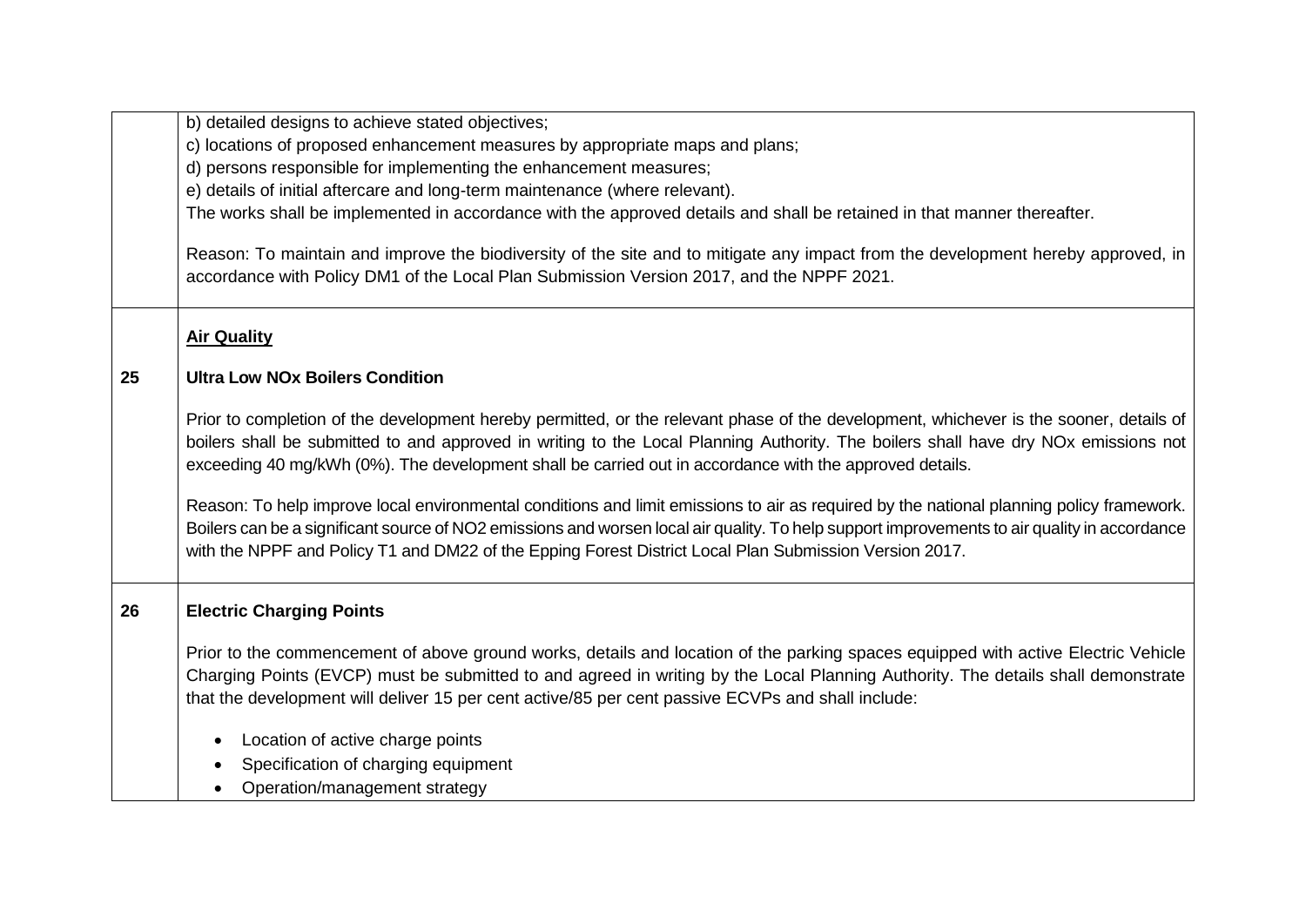| | |
|---|---|
| | b) detailed designs to achieve stated objectives;<br>c) locations of proposed enhancement measures by appropriate maps and plans;<br>d) persons responsible for implementing the enhancement measures;<br>e) details of initial aftercare and long-term maintenance (where relevant).<br>The works shall be implemented in accordance with the approved details and shall be retained in that manner thereafter.<br><br>Reason: To maintain and improve the biodiversity of the site and to mitigate any impact from the development hereby approved, in accordance with Policy DM1 of the Local Plan Submission Version 2017, and the NPPF 2021. |
| 25 | **<u>Air Quality</u>**<br><br>**Ultra Low NOx Boilers Condition**<br><br>Prior to completion of the development hereby permitted, or the relevant phase of the development, whichever is the sooner, details of boilers shall be submitted to and approved in writing to the Local Planning Authority. The boilers shall have dry NOx emissions not exceeding 40 mg/kWh (0%). The development shall be carried out in accordance with the approved details.<br><br>Reason: To help improve local environmental conditions and limit emissions to air as required by the national planning policy framework. Boilers can be a significant source of $NO_2$ emissions and worsen local air quality. To help support improvements to air quality in accordance with the NPPF and Policy T1 and DM22 of the Epping Forest District Local Plan Submission Version 2017. |
| 26 | **Electric Charging Points**<br><br>Prior to the commencement of above ground works, details and location of the parking spaces equipped with active Electric Vehicle Charging Points (EVCP) must be submitted to and agreed in writing by the Local Planning Authority. The details shall demonstrate that the development will deliver 15 per cent active/85 per cent passive ECVPs and shall include:<br><br>• Location of active charge points<br>• Specification of charging equipment<br>• Operation/management strategy |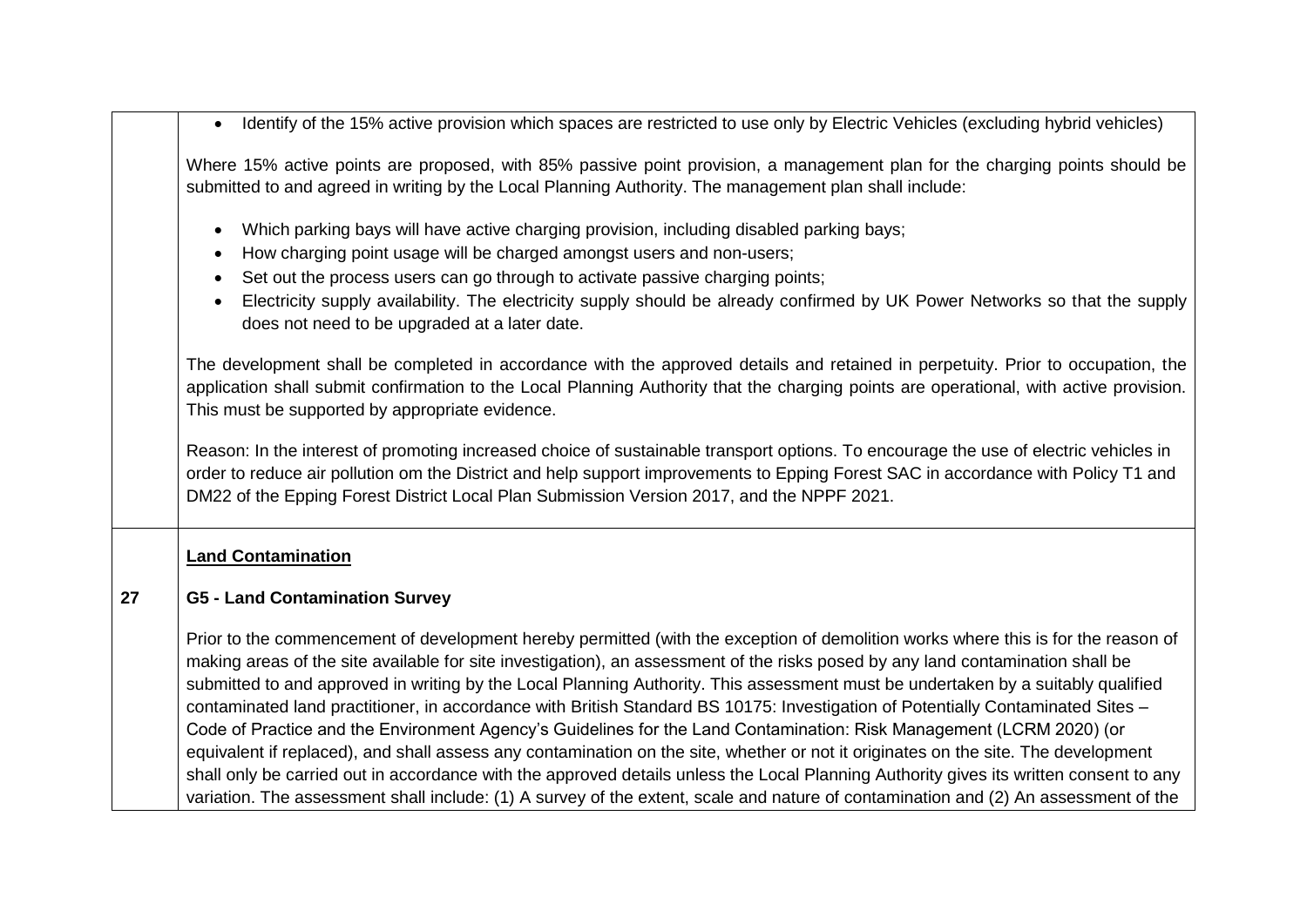| | |
|---|---|
| | • Identify of the 15% active provision which spaces are restricted to use only by Electric Vehicles (excluding hybrid vehicles)<br><br>Where 15% active points are proposed, with 85% passive point provision, a management plan for the charging points should be submitted to and agreed in writing by the Local Planning Authority. The management plan shall include:<br><br>• Which parking bays will have active charging provision, including disabled parking bays;<br>• How charging point usage will be charged amongst users and non-users;<br>• Set out the process users can go through to activate passive charging points;<br>• Electricity supply availability. The electricity supply should be already confirmed by UK Power Networks so that the supply does not need to be upgraded at a later date.<br><br>The development shall be completed in accordance with the approved details and retained in perpetuity. Prior to occupation, the application shall submit confirmation to the Local Planning Authority that the charging points are operational, with active provision. This must be supported by appropriate evidence.<br><br>Reason: In the interest of promoting increased choice of sustainable transport options. To encourage the use of electric vehicles in order to reduce air pollution om the District and help support improvements to Epping Forest SAC in accordance with Policy T1 and DM22 of the Epping Forest District Local Plan Submission Version 2017, and the NPPF 2021. |
| 27 | **Land Contamination**<br><br>**G5 - Land Contamination Survey**<br><br>Prior to the commencement of development hereby permitted (with the exception of demolition works where this is for the reason of making areas of the site available for site investigation), an assessment of the risks posed by any land contamination shall be submitted to and approved in writing by the Local Planning Authority. This assessment must be undertaken by a suitably qualified contaminated land practitioner, in accordance with British Standard BS 10175: Investigation of Potentially Contaminated Sites – Code of Practice and the Environment Agency's Guidelines for the Land Contamination: Risk Management (LCRM 2020) (or equivalent if replaced), and shall assess any contamination on the site, whether or not it originates on the site. The development shall only be carried out in accordance with the approved details unless the Local Planning Authority gives its written consent to any variation. The assessment shall include: (1) A survey of the extent, scale and nature of contamination and (2) An assessment of the |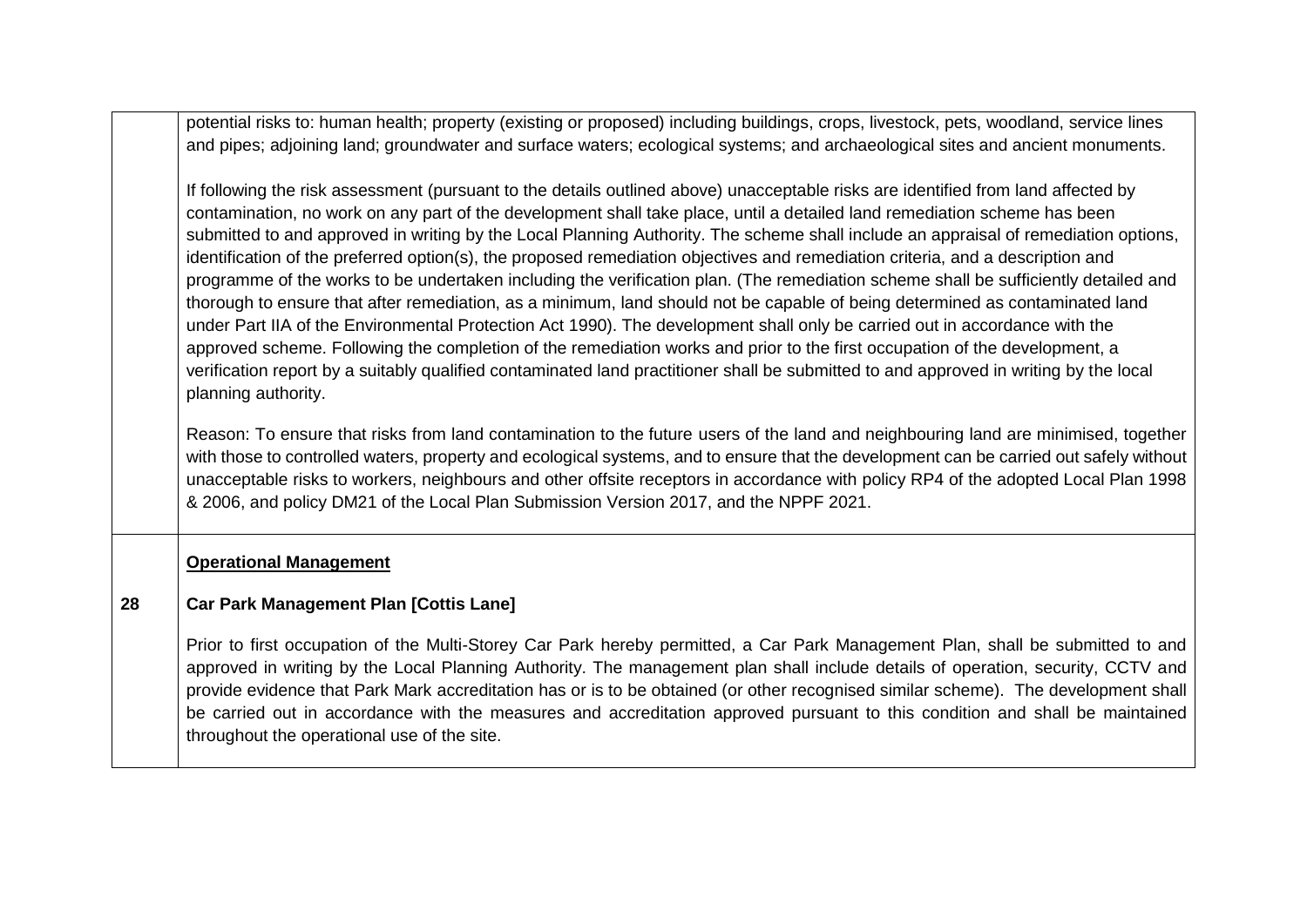| | |
|---|---|
| | potential risks to: human health; property (existing or proposed) including buildings, crops, livestock, pets, woodland, service lines and pipes; adjoining land; groundwater and surface waters; ecological systems; and archaeological sites and ancient monuments.<br><br>If following the risk assessment (pursuant to the details outlined above) unacceptable risks are identified from land affected by contamination, no work on any part of the development shall take place, until a detailed land remediation scheme has been submitted to and approved in writing by the Local Planning Authority. The scheme shall include an appraisal of remediation options, identification of the preferred option(s), the proposed remediation objectives and remediation criteria, and a description and programme of the works to be undertaken including the verification plan. (The remediation scheme shall be sufficiently detailed and thorough to ensure that after remediation, as a minimum, land should not be capable of being determined as contaminated land under Part IIA of the Environmental Protection Act 1990). The development shall only be carried out in accordance with the approved scheme. Following the completion of the remediation works and prior to the first occupation of the development, a verification report by a suitably qualified contaminated land practitioner shall be submitted to and approved in writing by the local planning authority.<br><br>Reason: To ensure that risks from land contamination to the future users of the land and neighbouring land are minimised, together with those to controlled waters, property and ecological systems, and to ensure that the development can be carried out safely without unacceptable risks to workers, neighbours and other offsite receptors in accordance with policy RP4 of the adopted Local Plan 1998 & 2006, and policy DM21 of the Local Plan Submission Version 2017, and the NPPF 2021. |
| **28** | **Operational Management**<br><br>**Car Park Management Plan [Cottis Lane]**<br><br>Prior to first occupation of the Multi-Storey Car Park hereby permitted, a Car Park Management Plan, shall be submitted to and approved in writing by the Local Planning Authority. The management plan shall include details of operation, security, CCTV and provide evidence that Park Mark accreditation has or is to be obtained (or other recognised similar scheme). The development shall be carried out in accordance with the measures and accreditation approved pursuant to this condition and shall be maintained throughout the operational use of the site. |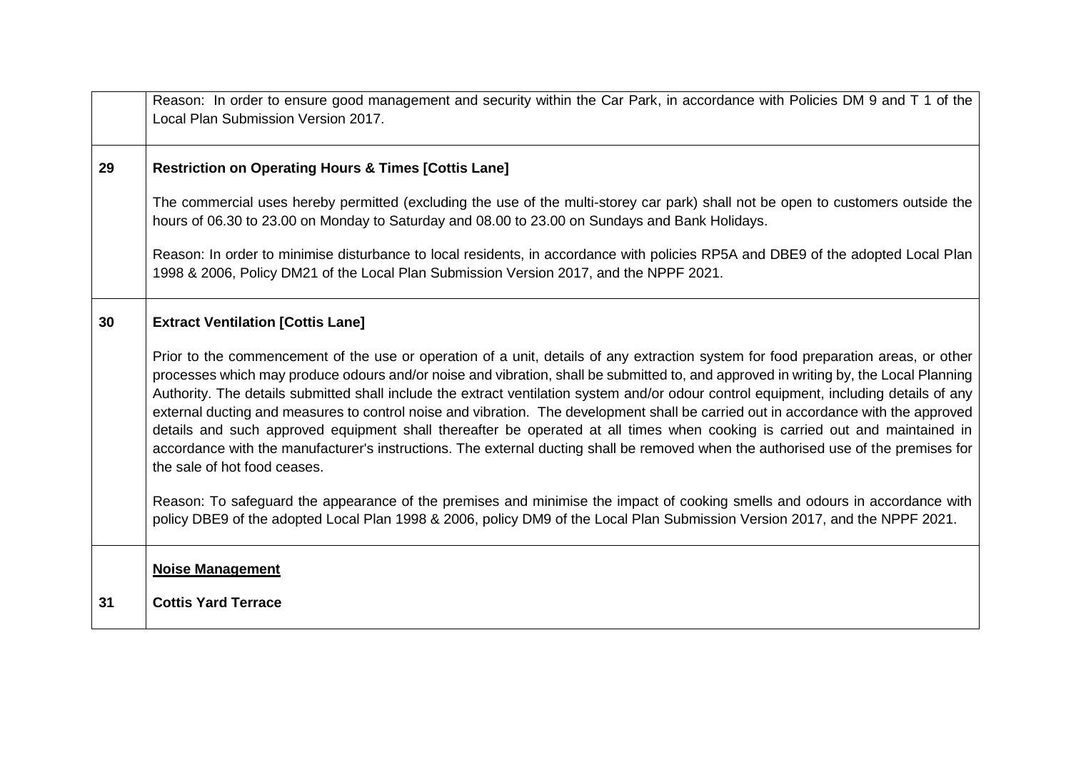| | |
|---|---|
| | Reason: In order to ensure good management and security within the Car Park, in accordance with Policies DM 9 and T 1 of the Local Plan Submission Version 2017. |
| **29** | **Restriction on Operating Hours & Times [Cottis Lane]**<br><br>The commercial uses hereby permitted (excluding the use of the multi-storey car park) shall not be open to customers outside the hours of 06.30 to 23.00 on Monday to Saturday and 08.00 to 23.00 on Sundays and Bank Holidays.<br><br>Reason: In order to minimise disturbance to local residents, in accordance with policies RP5A and DBE9 of the adopted Local Plan 1998 & 2006, Policy DM21 of the Local Plan Submission Version 2017, and the NPPF 2021. |
| **30** | **Extract Ventilation [Cottis Lane]**<br><br>Prior to the commencement of the use or operation of a unit, details of any extraction system for food preparation areas, or other processes which may produce odours and/or noise and vibration, shall be submitted to, and approved in writing by, the Local Planning Authority. The details submitted shall include the extract ventilation system and/or odour control equipment, including details of any external ducting and measures to control noise and vibration. The development shall be carried out in accordance with the approved details and such approved equipment shall thereafter be operated at all times when cooking is carried out and maintained in accordance with the manufacturer's instructions. The external ducting shall be removed when the authorised use of the premises for the sale of hot food ceases.<br><br>Reason: To safeguard the appearance of the premises and minimise the impact of cooking smells and odours in accordance with policy DBE9 of the adopted Local Plan 1998 & 2006, policy DM9 of the Local Plan Submission Version 2017, and the NPPF 2021. |
| **31** | **<u>Noise Management</u>**<br><br>**Cottis Yard Terrace** |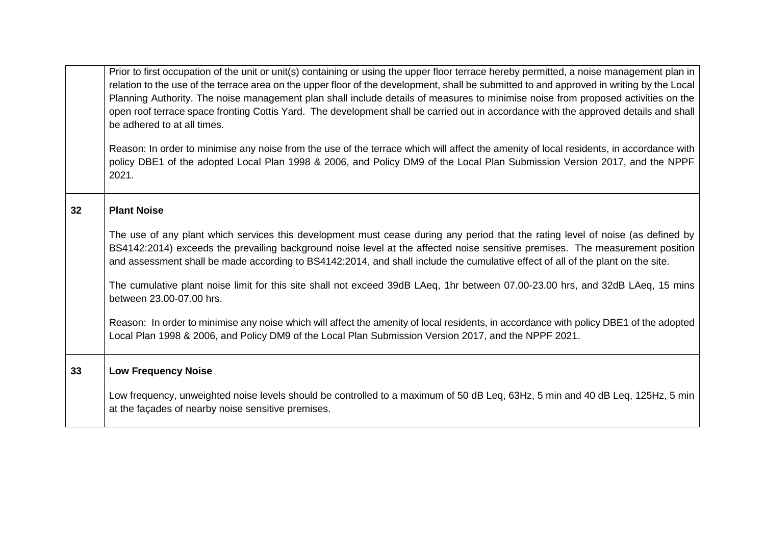| | |
|---|---|
| | Prior to first occupation of the unit or unit(s) containing or using the upper floor terrace hereby permitted, a noise management plan in relation to the use of the terrace area on the upper floor of the development, shall be submitted to and approved in writing by the Local Planning Authority. The noise management plan shall include details of measures to minimise noise from proposed activities on the open roof terrace space fronting Cottis Yard. The development shall be carried out in accordance with the approved details and shall be adhered to at all times.<br><br>Reason: In order to minimise any noise from the use of the terrace which will affect the amenity of local residents, in accordance with policy DBE1 of the adopted Local Plan 1998 & 2006, and Policy DM9 of the Local Plan Submission Version 2017, and the NPPF 2021. |
| **32** | **Plant Noise**<br><br>The use of any plant which services this development must cease during any period that the rating level of noise (as defined by BS4142:2014) exceeds the prevailing background noise level at the affected noise sensitive premises. The measurement position and assessment shall be made according to BS4142:2014, and shall include the cumulative effect of all of the plant on the site.<br><br>The cumulative plant noise limit for this site shall not exceed 39dB LAeq, 1hr between 07.00-23.00 hrs, and 32dB LAeq, 15 mins between 23.00-07.00 hrs.<br><br>Reason: In order to minimise any noise which will affect the amenity of local residents, in accordance with policy DBE1 of the adopted Local Plan 1998 & 2006, and Policy DM9 of the Local Plan Submission Version 2017, and the NPPF 2021. |
| **33** | **Low Frequency Noise**<br><br>Low frequency, unweighted noise levels should be controlled to a maximum of 50 dB Leq, 63Hz, 5 min and 40 dB Leq, 125Hz, 5 min at the façades of nearby noise sensitive premises. |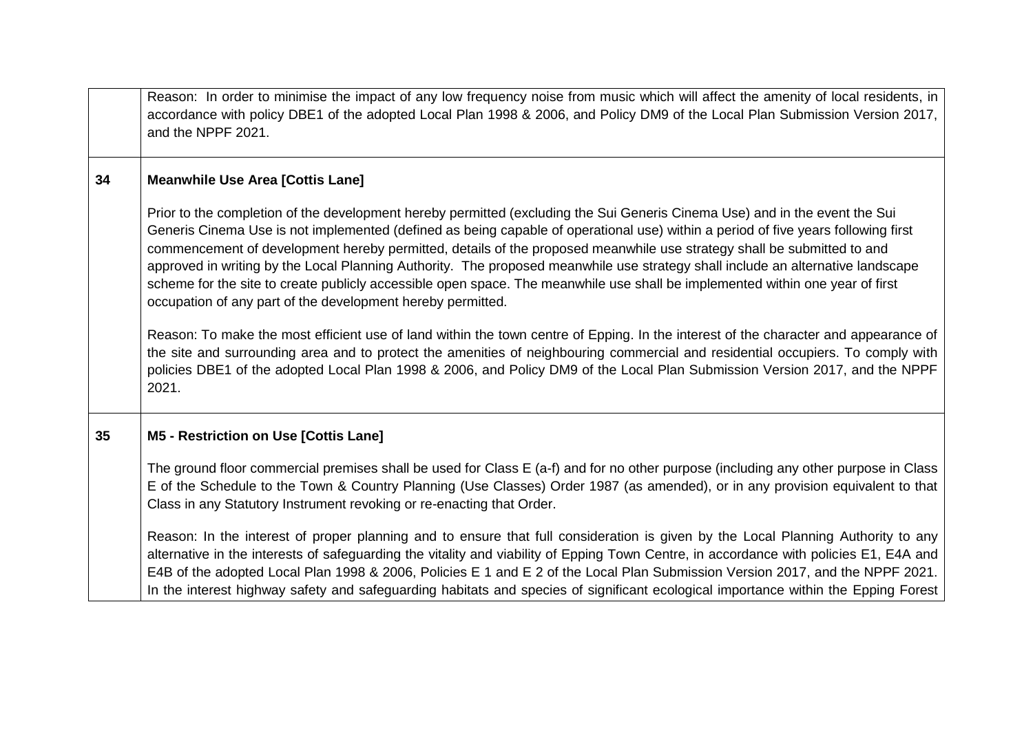| | |
|---|---|
| | Reason: In order to minimise the impact of any low frequency noise from music which will affect the amenity of local residents, in accordance with policy DBE1 of the adopted Local Plan 1998 & 2006, and Policy DM9 of the Local Plan Submission Version 2017, and the NPPF 2021. |
| **34** | **Meanwhile Use Area [Cottis Lane]**<br><br>Prior to the completion of the development hereby permitted (excluding the Sui Generis Cinema Use) and in the event the Sui Generis Cinema Use is not implemented (defined as being capable of operational use) within a period of five years following first commencement of development hereby permitted, details of the proposed meanwhile use strategy shall be submitted to and approved in writing by the Local Planning Authority. The proposed meanwhile use strategy shall include an alternative landscape scheme for the site to create publicly accessible open space. The meanwhile use shall be implemented within one year of first occupation of any part of the development hereby permitted.<br><br>Reason: To make the most efficient use of land within the town centre of Epping. In the interest of the character and appearance of the site and surrounding area and to protect the amenities of neighbouring commercial and residential occupiers. To comply with policies DBE1 of the adopted Local Plan 1998 & 2006, and Policy DM9 of the Local Plan Submission Version 2017, and the NPPF 2021. |
| **35** | **M5 - Restriction on Use [Cottis Lane]**<br><br>The ground floor commercial premises shall be used for Class E (a-f) and for no other purpose (including any other purpose in Class E of the Schedule to the Town & Country Planning (Use Classes) Order 1987 (as amended), or in any provision equivalent to that Class in any Statutory Instrument revoking or re-enacting that Order.<br><br>Reason: In the interest of proper planning and to ensure that full consideration is given by the Local Planning Authority to any alternative in the interests of safeguarding the vitality and viability of Epping Town Centre, in accordance with policies E1, E4A and E4B of the adopted Local Plan 1998 & 2006, Policies E 1 and E 2 of the Local Plan Submission Version 2017, and the NPPF 2021. In the interest highway safety and safeguarding habitats and species of significant ecological importance within the Epping Forest |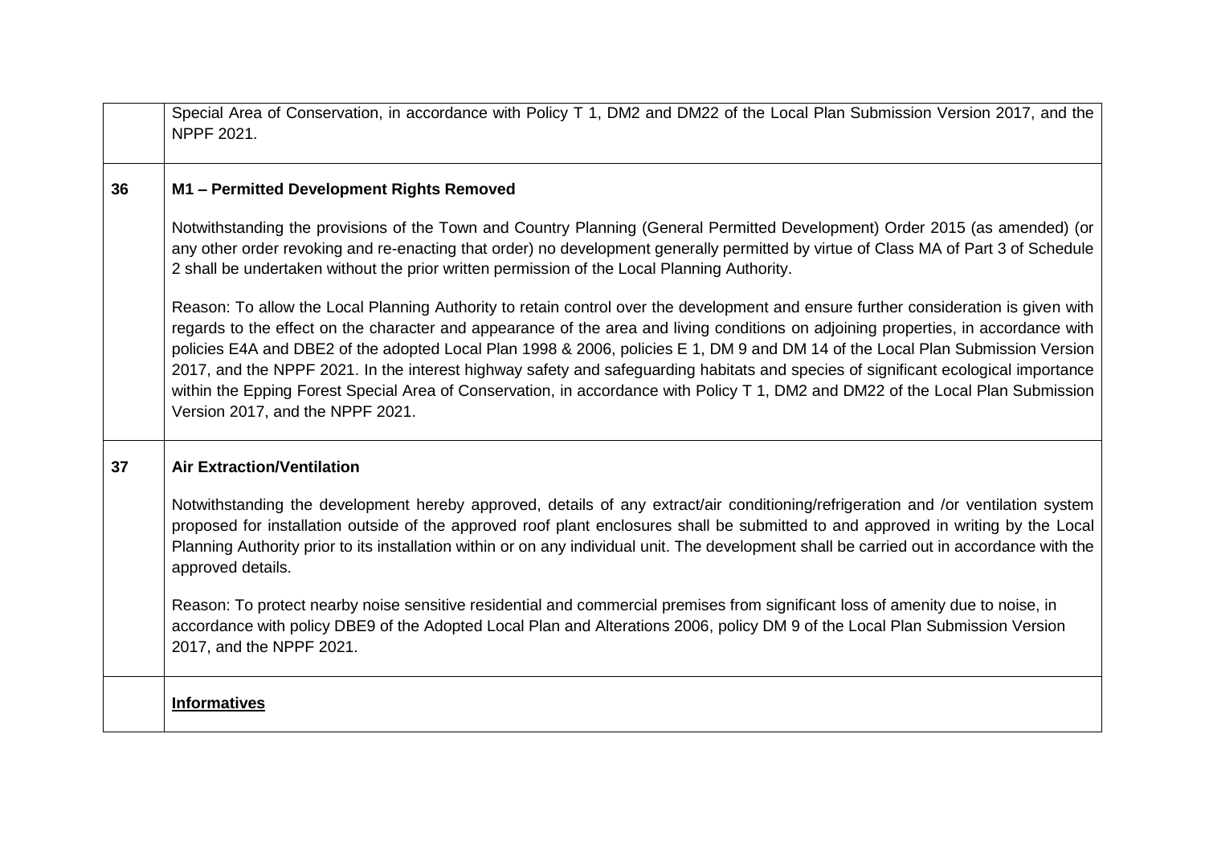|  |  |
|---|---|
|  | Special Area of Conservation, in accordance with Policy T 1, DM2 and DM22 of the Local Plan Submission Version 2017, and the NPPF 2021. |
| **36** | **M1 – Permitted Development Rights Removed**<br><br>Notwithstanding the provisions of the Town and Country Planning (General Permitted Development) Order 2015 (as amended) (or any other order revoking and re-enacting that order) no development generally permitted by virtue of Class MA of Part 3 of Schedule 2 shall be undertaken without the prior written permission of the Local Planning Authority.<br><br>Reason: To allow the Local Planning Authority to retain control over the development and ensure further consideration is given with regards to the effect on the character and appearance of the area and living conditions on adjoining properties, in accordance with policies E4A and DBE2 of the adopted Local Plan 1998 & 2006, policies E 1, DM 9 and DM 14 of the Local Plan Submission Version 2017, and the NPPF 2021. In the interest highway safety and safeguarding habitats and species of significant ecological importance within the Epping Forest Special Area of Conservation, in accordance with Policy T 1, DM2 and DM22 of the Local Plan Submission Version 2017, and the NPPF 2021. |
| **37** | **Air Extraction/Ventilation**<br><br>Notwithstanding the development hereby approved, details of any extract/air conditioning/refrigeration and /or ventilation system proposed for installation outside of the approved roof plant enclosures shall be submitted to and approved in writing by the Local Planning Authority prior to its installation within or on any individual unit. The development shall be carried out in accordance with the approved details.<br><br>Reason: To protect nearby noise sensitive residential and commercial premises from significant loss of amenity due to noise, in accordance with policy DBE9 of the Adopted Local Plan and Alterations 2006, policy DM 9 of the Local Plan Submission Version 2017, and the NPPF 2021. |
|  | **<u>Informatives</u>** |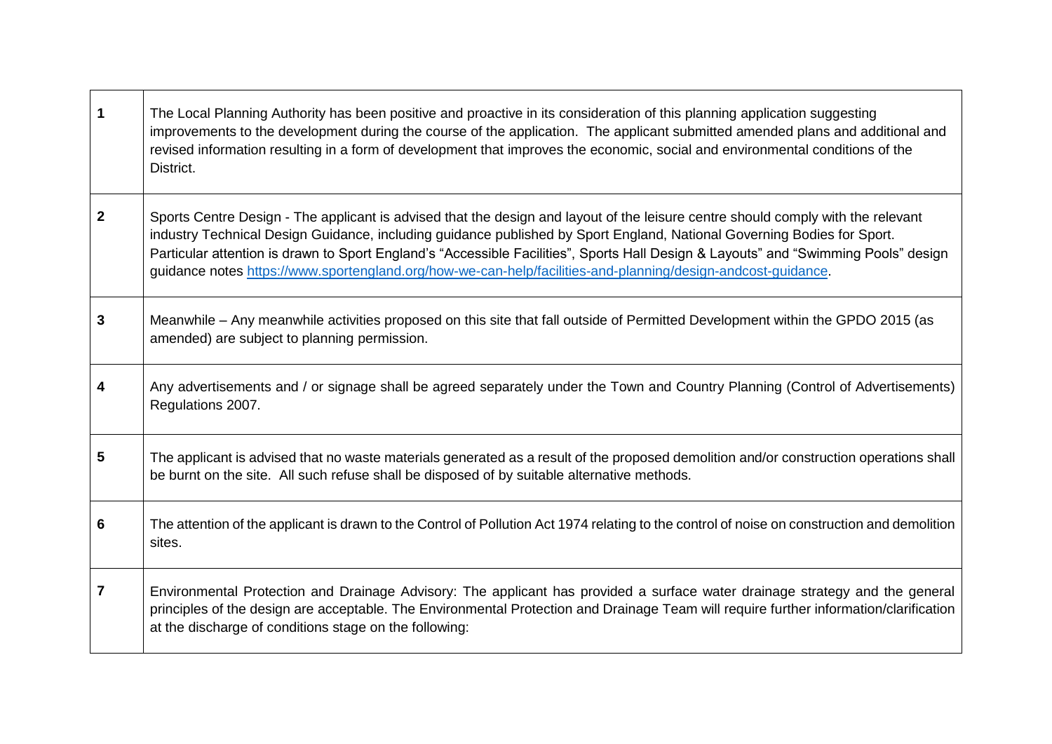| | |
|---|---|
| **1** | The Local Planning Authority has been positive and proactive in its consideration of this planning application suggesting improvements to the development during the course of the application. The applicant submitted amended plans and additional and revised information resulting in a form of development that improves the economic, social and environmental conditions of the District. |
| **2** | Sports Centre Design - The applicant is advised that the design and layout of the leisure centre should comply with the relevant industry Technical Design Guidance, including guidance published by Sport England, National Governing Bodies for Sport. Particular attention is drawn to Sport England's "Accessible Facilities", Sports Hall Design & Layouts" and "Swimming Pools" design guidance notes [https://www.sportengland.org/how-we-can-help/facilities-and-planning/design-andcost-guidance](https://www.sportengland.org/how-we-can-help/facilities-and-planning/design-andcost-guidance). |
| **3** | Meanwhile – Any meanwhile activities proposed on this site that fall outside of Permitted Development within the GPDO 2015 (as amended) are subject to planning permission. |
| **4** | Any advertisements and / or signage shall be agreed separately under the Town and Country Planning (Control of Advertisements) Regulations 2007. |
| **5** | The applicant is advised that no waste materials generated as a result of the proposed demolition and/or construction operations shall be burnt on the site. All such refuse shall be disposed of by suitable alternative methods. |
| **6** | The attention of the applicant is drawn to the Control of Pollution Act 1974 relating to the control of noise on construction and demolition sites. |
| **7** | Environmental Protection and Drainage Advisory: The applicant has provided a surface water drainage strategy and the general principles of the design are acceptable. The Environmental Protection and Drainage Team will require further information/clarification at the discharge of conditions stage on the following: |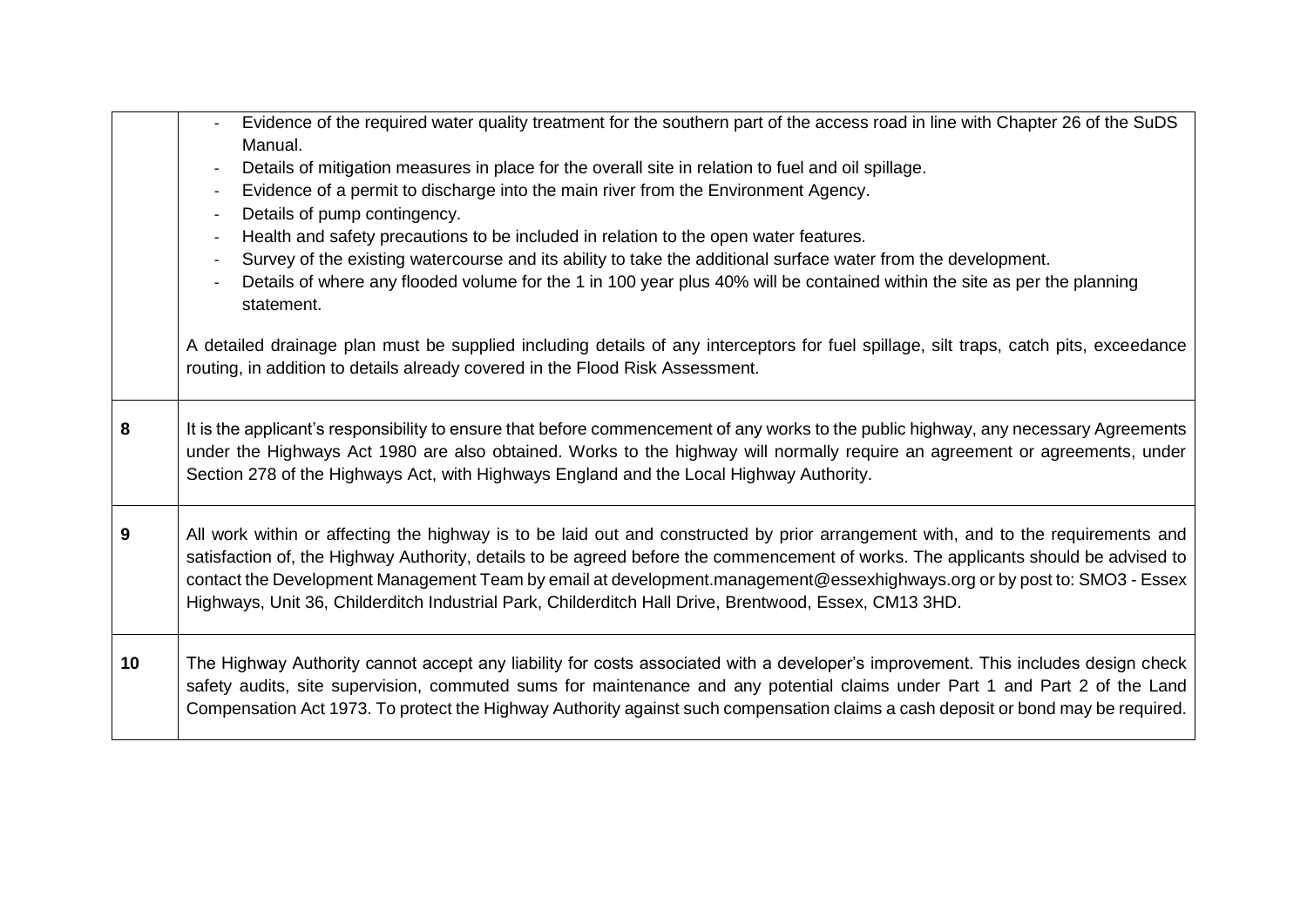| | |
|---|---|
| | - Evidence of the required water quality treatment for the southern part of the access road in line with Chapter 26 of the SuDS Manual.<br>- Details of mitigation measures in place for the overall site in relation to fuel and oil spillage.<br>- Evidence of a permit to discharge into the main river from the Environment Agency.<br>- Details of pump contingency.<br>- Health and safety precautions to be included in relation to the open water features.<br>- Survey of the existing watercourse and its ability to take the additional surface water from the development.<br>- Details of where any flooded volume for the 1 in 100 year plus 40% will be contained within the site as per the planning statement.<br><br>A detailed drainage plan must be supplied including details of any interceptors for fuel spillage, silt traps, catch pits, exceedance routing, in addition to details already covered in the Flood Risk Assessment. |
| **8** | It is the applicant's responsibility to ensure that before commencement of any works to the public highway, any necessary Agreements under the Highways Act 1980 are also obtained. Works to the highway will normally require an agreement or agreements, under Section 278 of the Highways Act, with Highways England and the Local Highway Authority. |
| **9** | All work within or affecting the highway is to be laid out and constructed by prior arrangement with, and to the requirements and satisfaction of, the Highway Authority, details to be agreed before the commencement of works. The applicants should be advised to contact the Development Management Team by email at development.management@essexhighways.org or by post to: SMO3 - Essex Highways, Unit 36, Childerditch Industrial Park, Childerditch Hall Drive, Brentwood, Essex, CM13 3HD. |
| **10** | The Highway Authority cannot accept any liability for costs associated with a developer's improvement. This includes design check safety audits, site supervision, commuted sums for maintenance and any potential claims under Part 1 and Part 2 of the Land Compensation Act 1973. To protect the Highway Authority against such compensation claims a cash deposit or bond may be required. |